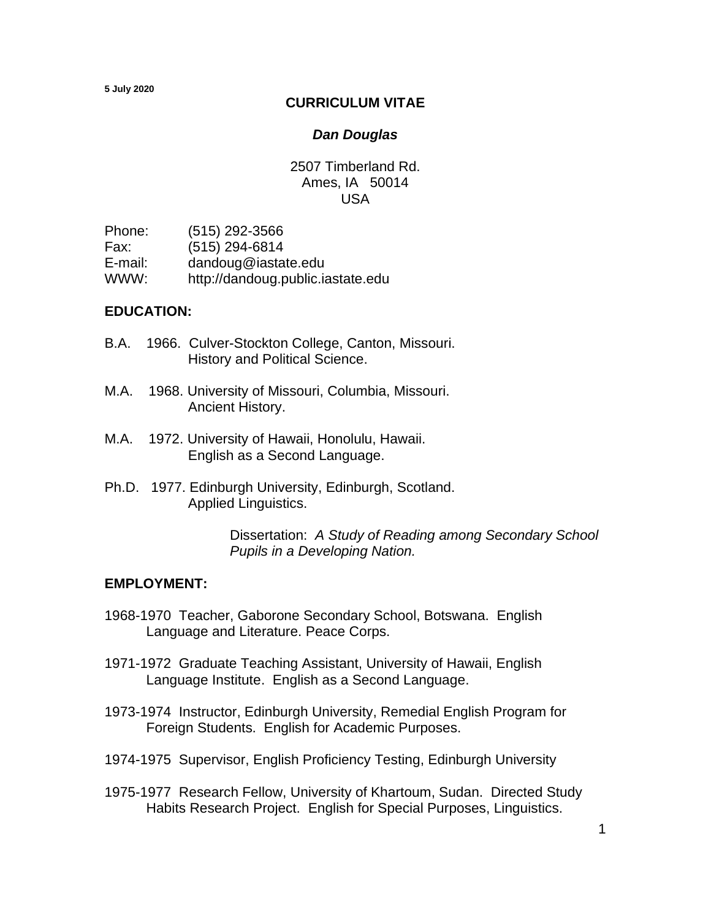**5 July 2020**

# CURRICULUM VITAE

## *Dan Douglas*

2507 Timberland Rd.
Ames, IA 50014
USA

Phone: (515) 292-3566
Fax: (515) 294-6814
E-mail: dandoug@iastate.edu
WWW: http://dandoug.public.iastate.edu

## EDUCATION:

B.A. 1966. Culver-Stockton College, Canton, Missouri.
History and Political Science.

M.A. 1968. University of Missouri, Columbia, Missouri.
Ancient History.

M.A. 1972. University of Hawaii, Honolulu, Hawaii.
English as a Second Language.

Ph.D. 1977. Edinburgh University, Edinburgh, Scotland.
Applied Linguistics.

Dissertation: *A Study of Reading among Secondary School Pupils in a Developing Nation.*

## EMPLOYMENT:

1968-1970 Teacher, Gaborone Secondary School, Botswana. English Language and Literature. Peace Corps.

1971-1972 Graduate Teaching Assistant, University of Hawaii, English Language Institute. English as a Second Language.

1973-1974 Instructor, Edinburgh University, Remedial English Program for Foreign Students. English for Academic Purposes.

1974-1975 Supervisor, English Proficiency Testing, Edinburgh University

1975-1977 Research Fellow, University of Khartoum, Sudan. Directed Study Habits Research Project. English for Special Purposes, Linguistics.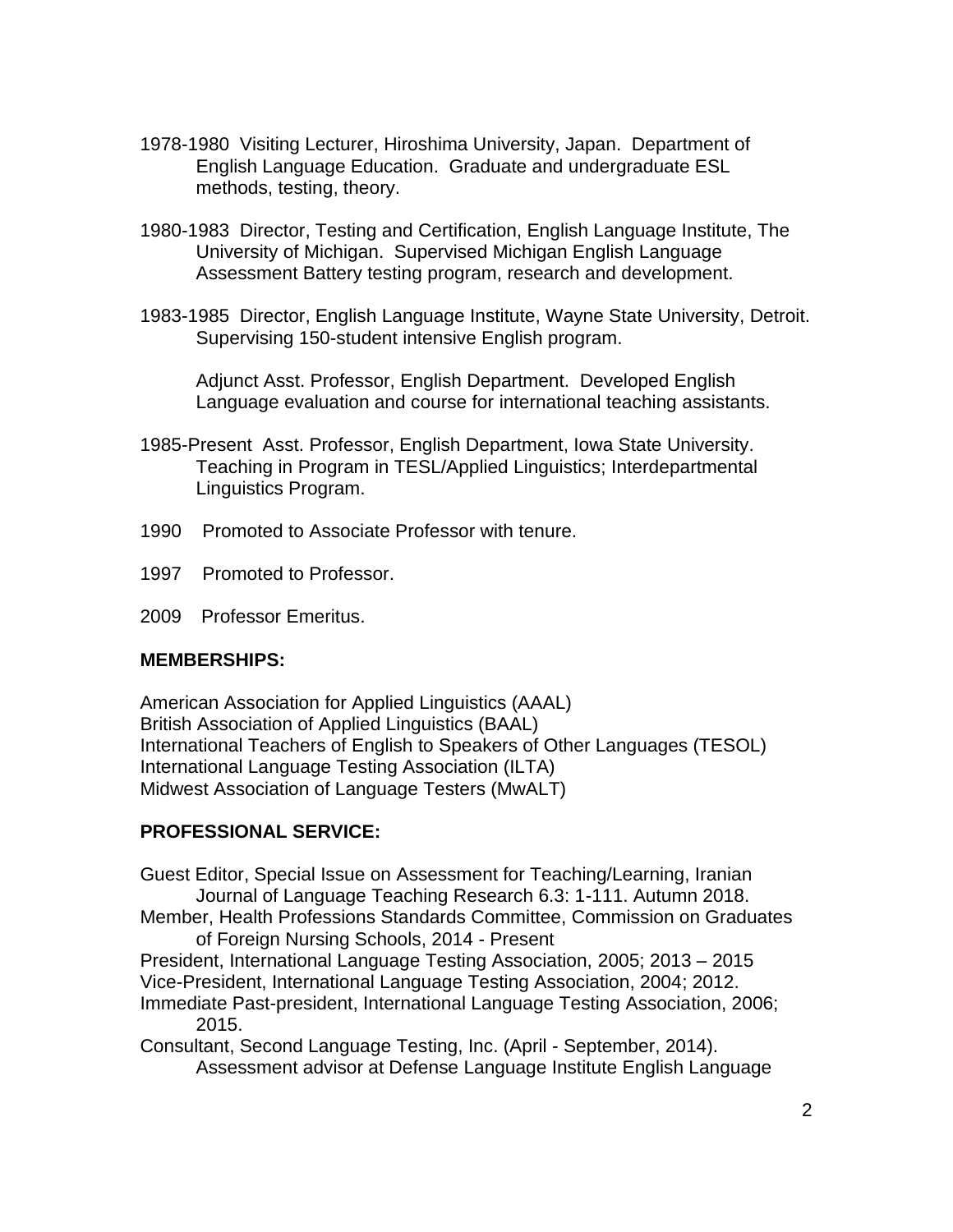1978-1980 Visiting Lecturer, Hiroshima University, Japan. Department of English Language Education. Graduate and undergraduate ESL methods, testing, theory.

1980-1983 Director, Testing and Certification, English Language Institute, The University of Michigan. Supervised Michigan English Language Assessment Battery testing program, research and development.

1983-1985 Director, English Language Institute, Wayne State University, Detroit. Supervising 150-student intensive English program.

Adjunct Asst. Professor, English Department. Developed English Language evaluation and course for international teaching assistants.

1985-Present Asst. Professor, English Department, Iowa State University. Teaching in Program in TESL/Applied Linguistics; Interdepartmental Linguistics Program.

1990 Promoted to Associate Professor with tenure.

1997 Promoted to Professor.

2009 Professor Emeritus.

**MEMBERSHIPS:**

American Association for Applied Linguistics (AAAL)
British Association of Applied Linguistics (BAAL)
International Teachers of English to Speakers of Other Languages (TESOL)
International Language Testing Association (ILTA)
Midwest Association of Language Testers (MwALT)

**PROFESSIONAL SERVICE:**

Guest Editor, Special Issue on Assessment for Teaching/Learning, Iranian Journal of Language Teaching Research 6.3: 1-111. Autumn 2018.
Member, Health Professions Standards Committee, Commission on Graduates of Foreign Nursing Schools, 2014 - Present
President, International Language Testing Association, 2005; 2013 – 2015
Vice-President, International Language Testing Association, 2004; 2012.
Immediate Past-president, International Language Testing Association, 2006; 2015.
Consultant, Second Language Testing, Inc. (April - September, 2014). Assessment advisor at Defense Language Institute English Language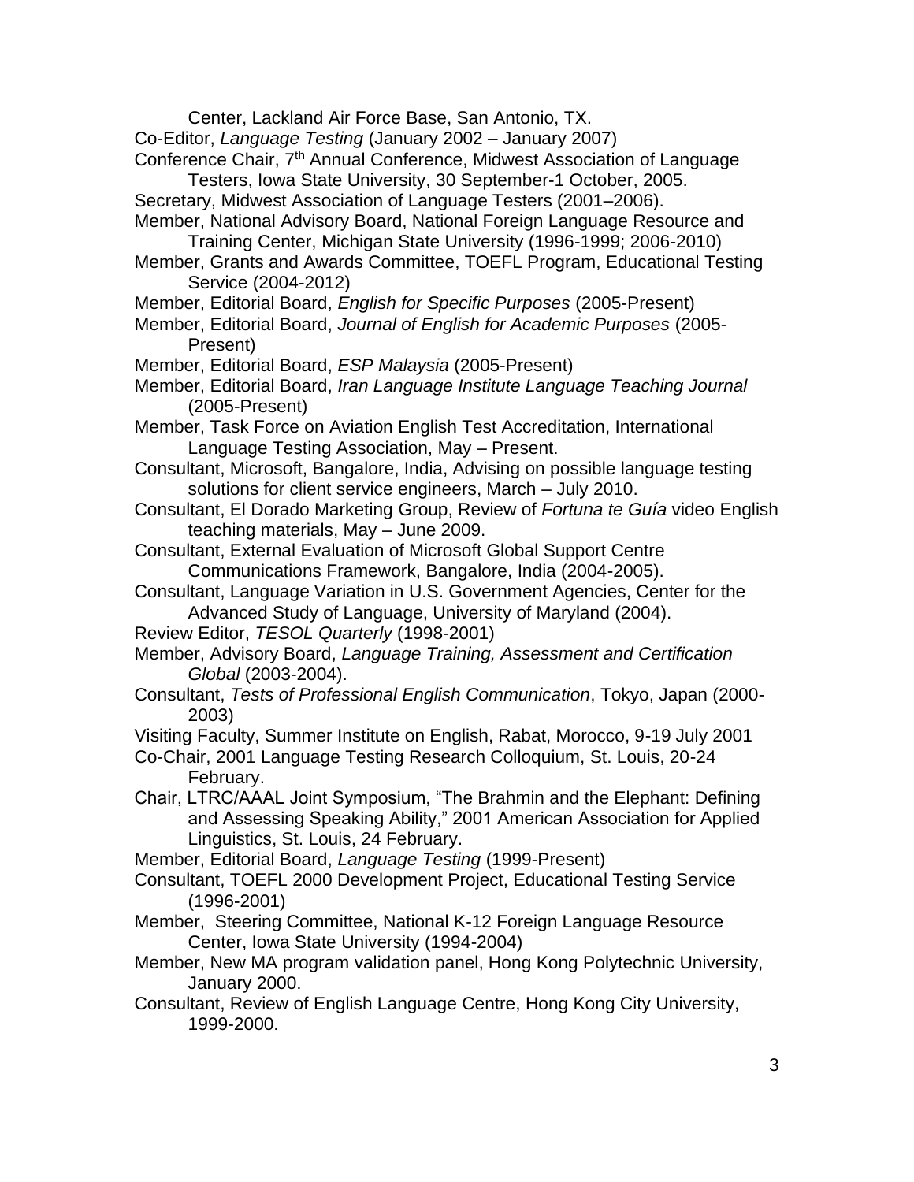Center, Lackland Air Force Base, San Antonio, TX.

Co-Editor, *Language Testing* (January 2002 – January 2007)

Conference Chair, 7th Annual Conference, Midwest Association of Language Testers, Iowa State University, 30 September-1 October, 2005.

Secretary, Midwest Association of Language Testers (2001–2006).

Member, National Advisory Board, National Foreign Language Resource and Training Center, Michigan State University (1996-1999; 2006-2010)

Member, Grants and Awards Committee, TOEFL Program, Educational Testing Service (2004-2012)

Member, Editorial Board, *English for Specific Purposes* (2005-Present)

Member, Editorial Board, *Journal of English for Academic Purposes* (2005-Present)

Member, Editorial Board, *ESP Malaysia* (2005-Present)

Member, Editorial Board, *Iran Language Institute Language Teaching Journal* (2005-Present)

Member, Task Force on Aviation English Test Accreditation, International Language Testing Association, May – Present.

Consultant, Microsoft, Bangalore, India, Advising on possible language testing solutions for client service engineers, March – July 2010.

Consultant, El Dorado Marketing Group, Review of *Fortuna te Guía* video English teaching materials, May – June 2009.

Consultant, External Evaluation of Microsoft Global Support Centre Communications Framework, Bangalore, India (2004-2005).

Consultant, Language Variation in U.S. Government Agencies, Center for the Advanced Study of Language, University of Maryland (2004).

Review Editor, *TESOL Quarterly* (1998-2001)

Member, Advisory Board, *Language Training, Assessment and Certification Global* (2003-2004).

Consultant, *Tests of Professional English Communication*, Tokyo, Japan (2000-2003)

Visiting Faculty, Summer Institute on English, Rabat, Morocco, 9-19 July 2001

Co-Chair, 2001 Language Testing Research Colloquium, St. Louis, 20-24 February.

Chair, LTRC/AAAL Joint Symposium, "The Brahmin and the Elephant: Defining and Assessing Speaking Ability," 2001 American Association for Applied Linguistics, St. Louis, 24 February.

Member, Editorial Board, *Language Testing* (1999-Present)

Consultant, TOEFL 2000 Development Project, Educational Testing Service (1996-2001)

Member, Steering Committee, National K-12 Foreign Language Resource Center, Iowa State University (1994-2004)

Member, New MA program validation panel, Hong Kong Polytechnic University, January 2000.

Consultant, Review of English Language Centre, Hong Kong City University, 1999-2000.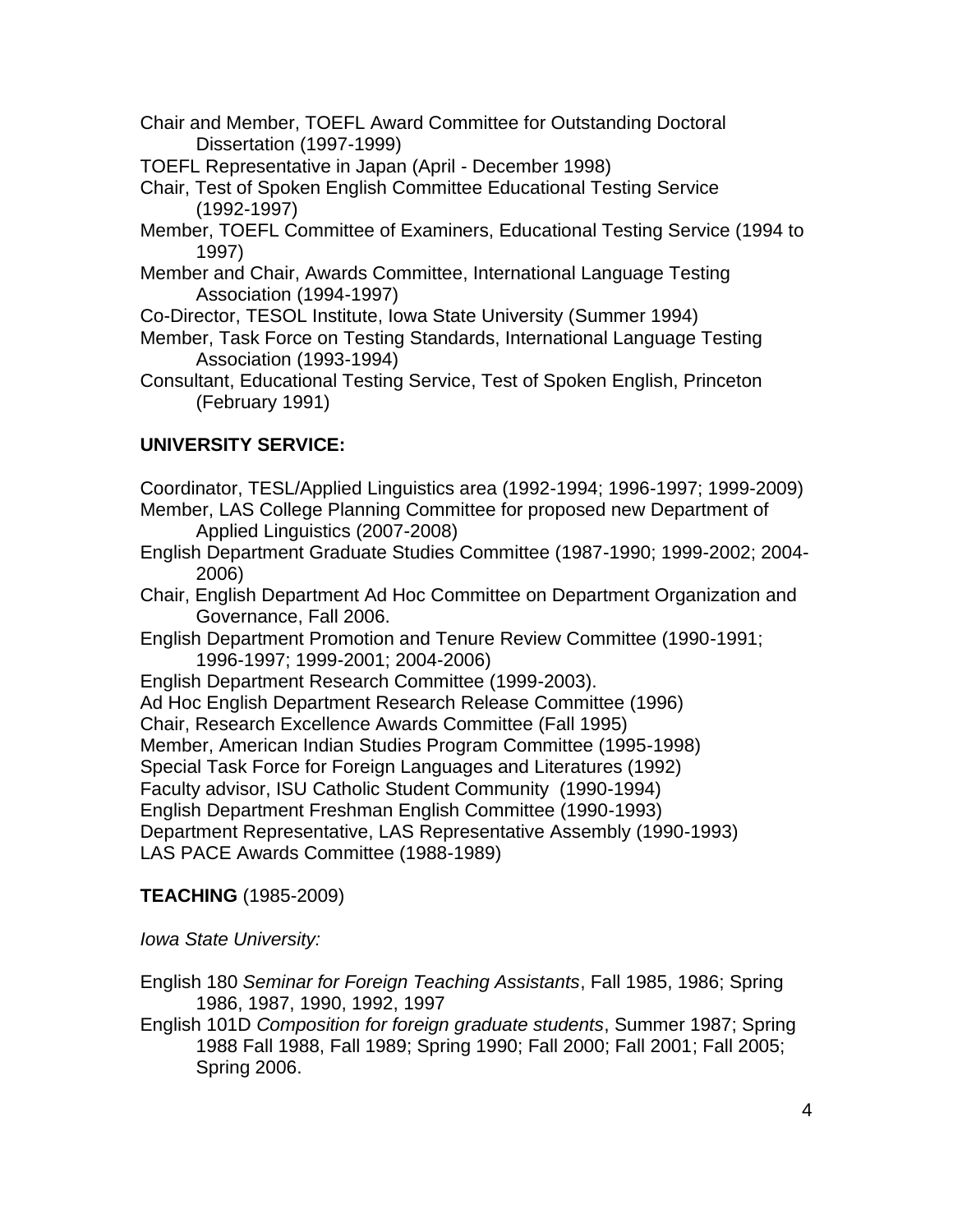Chair and Member, TOEFL Award Committee for Outstanding Doctoral Dissertation (1997-1999)

TOEFL Representative in Japan (April - December 1998)

Chair, Test of Spoken English Committee Educational Testing Service (1992-1997)

Member, TOEFL Committee of Examiners, Educational Testing Service (1994 to 1997)

Member and Chair, Awards Committee, International Language Testing Association (1994-1997)

Co-Director, TESOL Institute, Iowa State University (Summer 1994)

Member, Task Force on Testing Standards, International Language Testing Association (1993-1994)

Consultant, Educational Testing Service, Test of Spoken English, Princeton (February 1991)

**UNIVERSITY SERVICE:**

Coordinator, TESL/Applied Linguistics area (1992-1994; 1996-1997; 1999-2009)

Member, LAS College Planning Committee for proposed new Department of Applied Linguistics (2007-2008)

English Department Graduate Studies Committee (1987-1990; 1999-2002; 2004-2006)

Chair, English Department Ad Hoc Committee on Department Organization and Governance, Fall 2006.

English Department Promotion and Tenure Review Committee (1990-1991; 1996-1997; 1999-2001; 2004-2006)

English Department Research Committee (1999-2003).

Ad Hoc English Department Research Release Committee (1996)

Chair, Research Excellence Awards Committee (Fall 1995)

Member, American Indian Studies Program Committee (1995-1998)

Special Task Force for Foreign Languages and Literatures (1992)

Faculty advisor, ISU Catholic Student Community (1990-1994)

English Department Freshman English Committee (1990-1993)

Department Representative, LAS Representative Assembly (1990-1993)

LAS PACE Awards Committee (1988-1989)

**TEACHING** (1985-2009)

*Iowa State University:*

English 180 *Seminar for Foreign Teaching Assistants*, Fall 1985, 1986; Spring 1986, 1987, 1990, 1992, 1997

English 101D *Composition for foreign graduate students*, Summer 1987; Spring 1988 Fall 1988, Fall 1989; Spring 1990; Fall 2000; Fall 2001; Fall 2005; Spring 2006.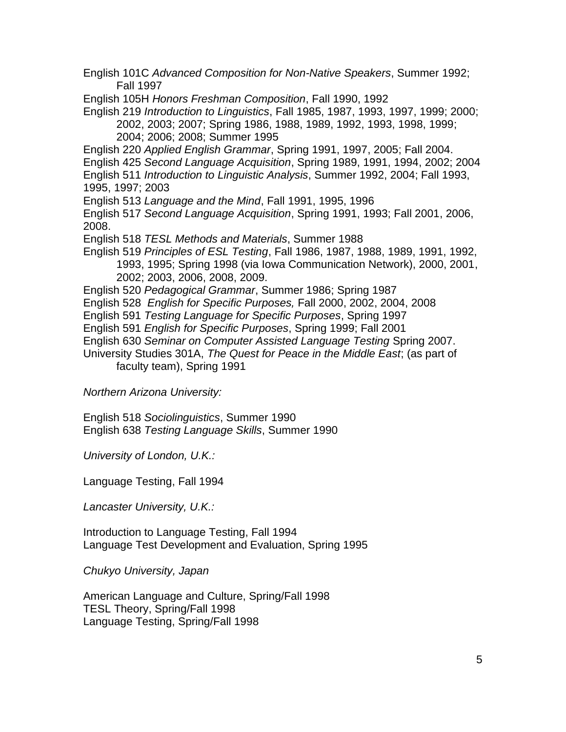English 101C *Advanced Composition for Non-Native Speakers*, Summer 1992; Fall 1997

English 105H *Honors Freshman Composition*, Fall 1990, 1992

English 219 *Introduction to Linguistics*, Fall 1985, 1987, 1993, 1997, 1999; 2000; 2002, 2003; 2007; Spring 1986, 1988, 1989, 1992, 1993, 1998, 1999; 2004; 2006; 2008; Summer 1995

English 220 *Applied English Grammar*, Spring 1991, 1997, 2005; Fall 2004.

English 425 *Second Language Acquisition*, Spring 1989, 1991, 1994, 2002; 2004

English 511 *Introduction to Linguistic Analysis*, Summer 1992, 2004; Fall 1993, 1995, 1997; 2003

English 513 *Language and the Mind*, Fall 1991, 1995, 1996

English 517 *Second Language Acquisition*, Spring 1991, 1993; Fall 2001, 2006, 2008.

English 518 *TESL Methods and Materials*, Summer 1988

English 519 *Principles of ESL Testing*, Fall 1986, 1987, 1988, 1989, 1991, 1992, 1993, 1995; Spring 1998 (via Iowa Communication Network), 2000, 2001, 2002; 2003, 2006, 2008, 2009.

English 520 *Pedagogical Grammar*, Summer 1986; Spring 1987

English 528 *English for Specific Purposes,* Fall 2000, 2002, 2004, 2008

English 591 *Testing Language for Specific Purposes*, Spring 1997

English 591 *English for Specific Purposes*, Spring 1999; Fall 2001

English 630 *Seminar on Computer Assisted Language Testing* Spring 2007.

University Studies 301A, *The Quest for Peace in the Middle East*; (as part of faculty team), Spring 1991

*Northern Arizona University:*

English 518 *Sociolinguistics*, Summer 1990

English 638 *Testing Language Skills*, Summer 1990

*University of London, U.K.:*

Language Testing, Fall 1994

*Lancaster University, U.K.:*

Introduction to Language Testing, Fall 1994

Language Test Development and Evaluation, Spring 1995

*Chukyo University, Japan*

American Language and Culture, Spring/Fall 1998

TESL Theory, Spring/Fall 1998

Language Testing, Spring/Fall 1998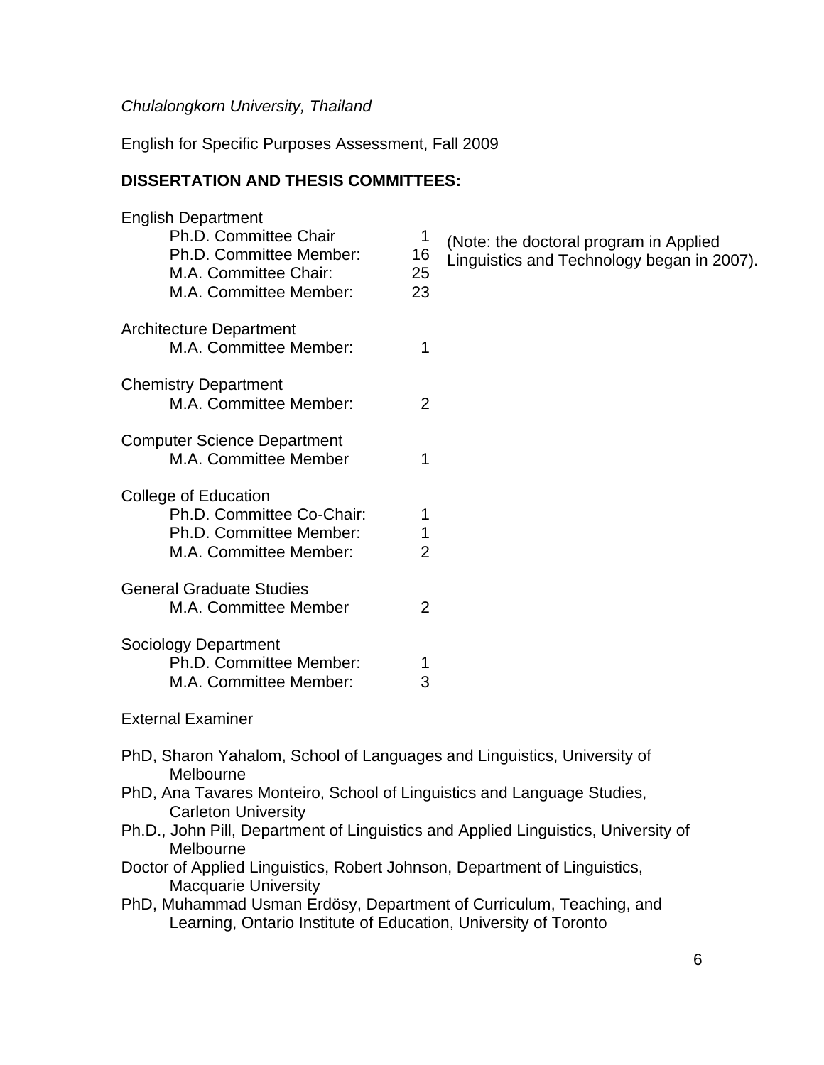*Chulalongkorn University, Thailand*

English for Specific Purposes Assessment, Fall 2009

## DISSERTATION AND THESIS COMMITTEES:

English Department

| | | |
|---|---|---|
| Ph.D. Committee Chair | 1 | (Note: the doctoral program in Applied Linguistics and Technology began in 2007). |
| Ph.D. Committee Member: | 16 | |
| M.A. Committee Chair: | 25 | |
| M.A. Committee Member: | 23 | |

Architecture Department

| | |
|---|---|
| M.A. Committee Member: | 1 |

Chemistry Department

| | |
|---|---|
| M.A. Committee Member: | 2 |

Computer Science Department

| | |
|---|---|
| M.A. Committee Member | 1 |

College of Education

| | |
|---|---|
| Ph.D. Committee Co-Chair: | 1 |
| Ph.D. Committee Member: | 1 |
| M.A. Committee Member: | 2 |

General Graduate Studies

| | |
|---|---|
| M.A. Committee Member | 2 |

Sociology Department

| | |
|---|---|
| Ph.D. Committee Member: | 1 |
| M.A. Committee Member: | 3 |

External Examiner

- PhD, Sharon Yahalom, School of Languages and Linguistics, University of Melbourne
- PhD, Ana Tavares Monteiro, School of Linguistics and Language Studies, Carleton University
- Ph.D., John Pill, Department of Linguistics and Applied Linguistics, University of Melbourne
- Doctor of Applied Linguistics, Robert Johnson, Department of Linguistics, Macquarie University
- PhD, Muhammad Usman Erdösy, Department of Curriculum, Teaching, and Learning, Ontario Institute of Education, University of Toronto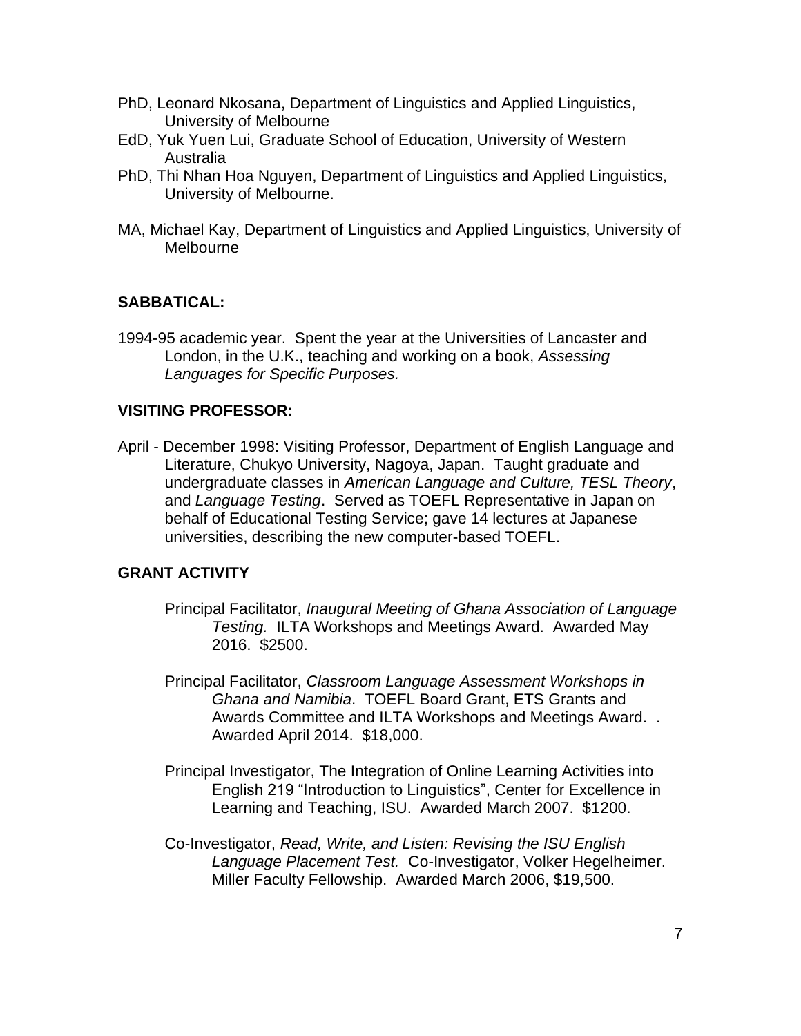PhD, Leonard Nkosana, Department of Linguistics and Applied Linguistics, University of Melbourne

EdD, Yuk Yuen Lui, Graduate School of Education, University of Western Australia

PhD, Thi Nhan Hoa Nguyen, Department of Linguistics and Applied Linguistics, University of Melbourne.

MA, Michael Kay, Department of Linguistics and Applied Linguistics, University of Melbourne

## SABBATICAL:

1994-95 academic year. Spent the year at the Universities of Lancaster and London, in the U.K., teaching and working on a book, *Assessing Languages for Specific Purposes.*

## VISITING PROFESSOR:

April - December 1998: Visiting Professor, Department of English Language and Literature, Chukyo University, Nagoya, Japan. Taught graduate and undergraduate classes in *American Language and Culture, TESL Theory*, and *Language Testing*. Served as TOEFL Representative in Japan on behalf of Educational Testing Service; gave 14 lectures at Japanese universities, describing the new computer-based TOEFL.

## GRANT ACTIVITY

Principal Facilitator, *Inaugural Meeting of Ghana Association of Language Testing.* ILTA Workshops and Meetings Award. Awarded May 2016. $2500.

Principal Facilitator, *Classroom Language Assessment Workshops in Ghana and Namibia*. TOEFL Board Grant, ETS Grants and Awards Committee and ILTA Workshops and Meetings Award. . Awarded April 2014. $18,000.

Principal Investigator, The Integration of Online Learning Activities into English 219 "Introduction to Linguistics", Center for Excellence in Learning and Teaching, ISU. Awarded March 2007. $1200.

Co-Investigator, *Read, Write, and Listen: Revising the ISU English Language Placement Test.* Co-Investigator, Volker Hegelheimer. Miller Faculty Fellowship. Awarded March 2006, $19,500.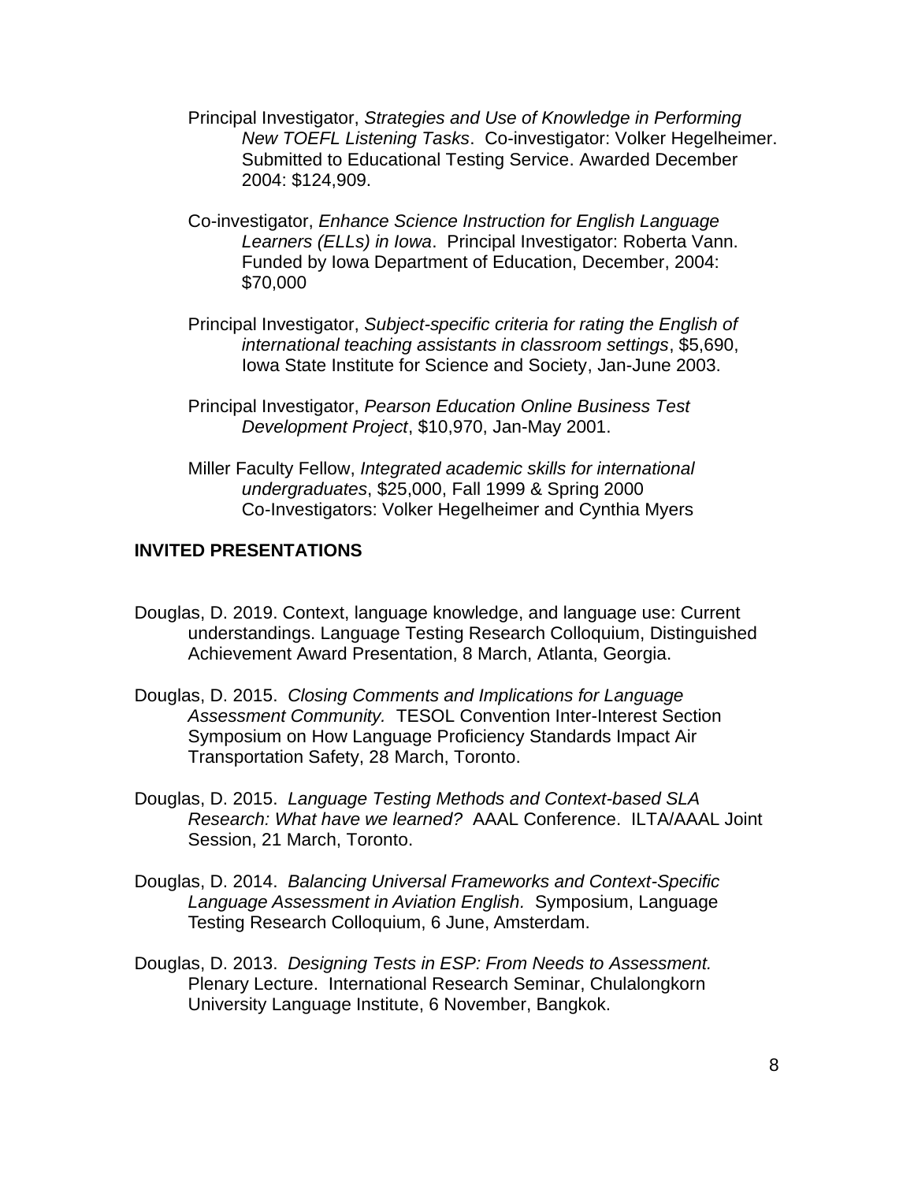Principal Investigator, *Strategies and Use of Knowledge in Performing New TOEFL Listening Tasks*. Co-investigator: Volker Hegelheimer. Submitted to Educational Testing Service. Awarded December 2004: $124,909.

Co-investigator, *Enhance Science Instruction for English Language Learners (ELLs) in Iowa*. Principal Investigator: Roberta Vann. Funded by Iowa Department of Education, December, 2004: $70,000

Principal Investigator, *Subject-specific criteria for rating the English of international teaching assistants in classroom settings*, $5,690, Iowa State Institute for Science and Society, Jan-June 2003.

Principal Investigator, *Pearson Education Online Business Test Development Project*, $10,970, Jan-May 2001.

Miller Faculty Fellow, *Integrated academic skills for international undergraduates*, $25,000, Fall 1999 & Spring 2000 Co-Investigators: Volker Hegelheimer and Cynthia Myers

## INVITED PRESENTATIONS

Douglas, D. 2019. Context, language knowledge, and language use: Current understandings. Language Testing Research Colloquium, Distinguished Achievement Award Presentation, 8 March, Atlanta, Georgia.

Douglas, D. 2015. *Closing Comments and Implications for Language Assessment Community.* TESOL Convention Inter-Interest Section Symposium on How Language Proficiency Standards Impact Air Transportation Safety, 28 March, Toronto.

Douglas, D. 2015. *Language Testing Methods and Context-based SLA Research: What have we learned?* AAAL Conference. ILTA/AAAL Joint Session, 21 March, Toronto.

Douglas, D. 2014. *Balancing Universal Frameworks and Context-Specific Language Assessment in Aviation English.* Symposium, Language Testing Research Colloquium, 6 June, Amsterdam.

Douglas, D. 2013. *Designing Tests in ESP: From Needs to Assessment.* Plenary Lecture. International Research Seminar, Chulalongkorn University Language Institute, 6 November, Bangkok.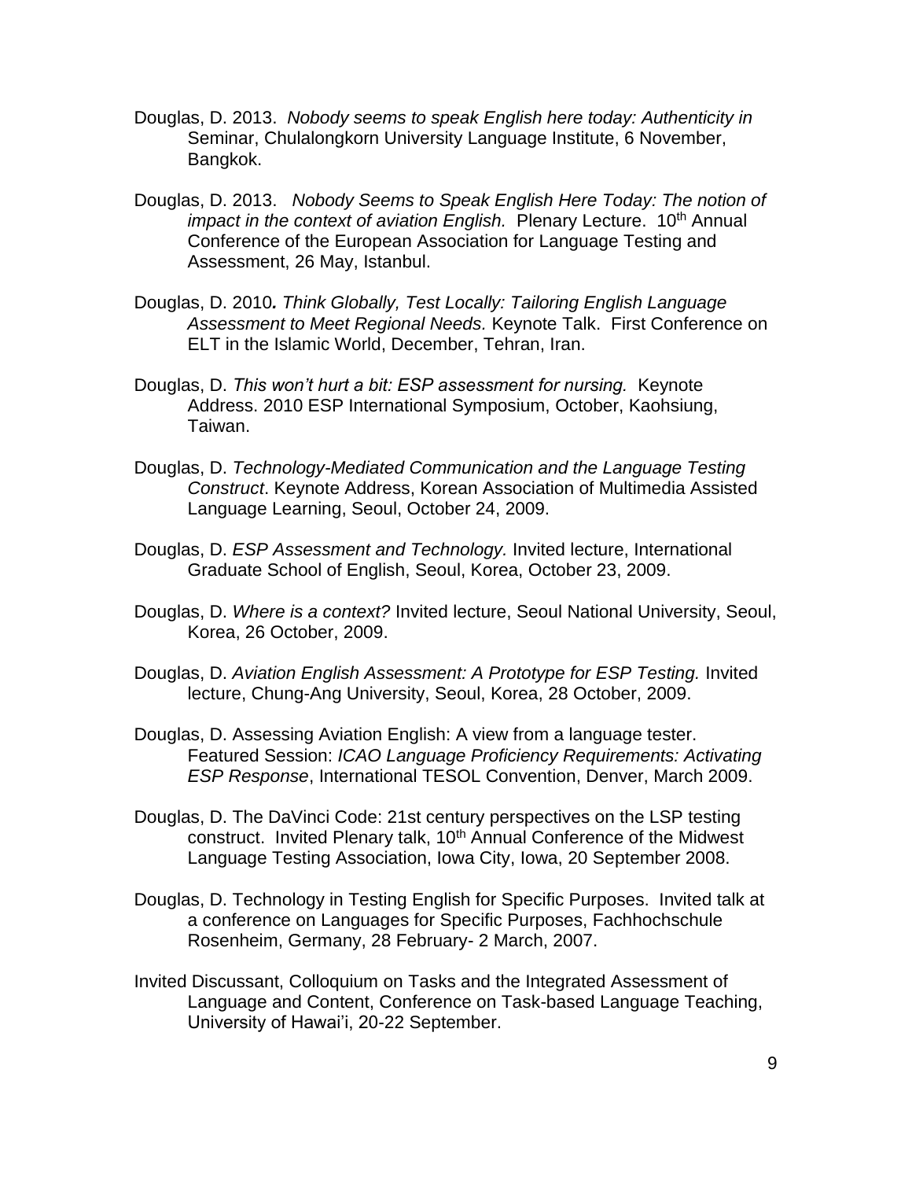Douglas, D. 2013. *Nobody seems to speak English here today: Authenticity in* Seminar, Chulalongkorn University Language Institute, 6 November, Bangkok.

Douglas, D. 2013. *Nobody Seems to Speak English Here Today: The notion of impact in the context of aviation English.* Plenary Lecture. 10th Annual Conference of the European Association for Language Testing and Assessment, 26 May, Istanbul.

Douglas, D. 2010*. Think Globally, Test Locally: Tailoring English Language Assessment to Meet Regional Needs.* Keynote Talk. First Conference on ELT in the Islamic World, December, Tehran, Iran.

Douglas, D. *This won't hurt a bit: ESP assessment for nursing.* Keynote Address. 2010 ESP International Symposium, October, Kaohsiung, Taiwan.

Douglas, D. *Technology-Mediated Communication and the Language Testing Construct*. Keynote Address, Korean Association of Multimedia Assisted Language Learning, Seoul, October 24, 2009.

Douglas, D. *ESP Assessment and Technology.* Invited lecture, International Graduate School of English, Seoul, Korea, October 23, 2009.

Douglas, D. *Where is a context?* Invited lecture, Seoul National University, Seoul, Korea, 26 October, 2009.

Douglas, D. *Aviation English Assessment: A Prototype for ESP Testing.* Invited lecture, Chung-Ang University, Seoul, Korea, 28 October, 2009.

Douglas, D. Assessing Aviation English: A view from a language tester. Featured Session: *ICAO Language Proficiency Requirements: Activating ESP Response*, International TESOL Convention, Denver, March 2009.

Douglas, D. The DaVinci Code: 21st century perspectives on the LSP testing construct. Invited Plenary talk, 10th Annual Conference of the Midwest Language Testing Association, Iowa City, Iowa, 20 September 2008.

Douglas, D. Technology in Testing English for Specific Purposes. Invited talk at a conference on Languages for Specific Purposes, Fachhochschule Rosenheim, Germany, 28 February- 2 March, 2007.

Invited Discussant, Colloquium on Tasks and the Integrated Assessment of Language and Content, Conference on Task-based Language Teaching, University of Hawai'i, 20-22 September.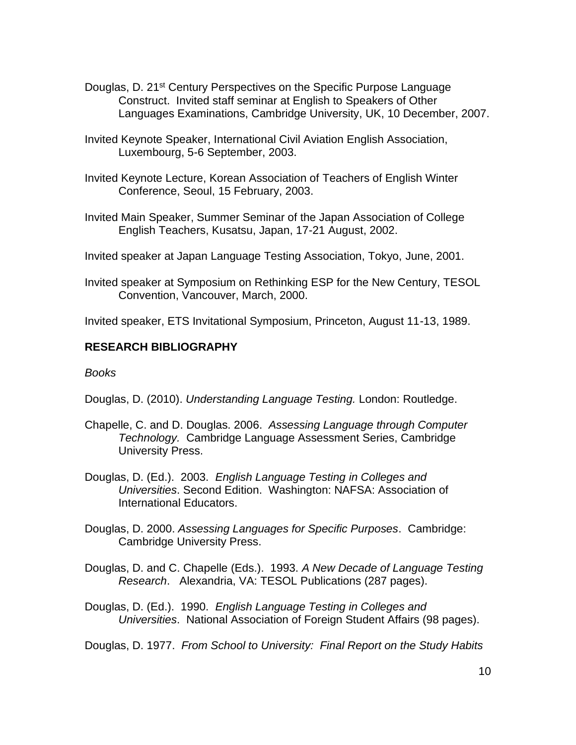Douglas, D. 21st Century Perspectives on the Specific Purpose Language Construct. Invited staff seminar at English to Speakers of Other Languages Examinations, Cambridge University, UK, 10 December, 2007.

Invited Keynote Speaker, International Civil Aviation English Association, Luxembourg, 5-6 September, 2003.

Invited Keynote Lecture, Korean Association of Teachers of English Winter Conference, Seoul, 15 February, 2003.

Invited Main Speaker, Summer Seminar of the Japan Association of College English Teachers, Kusatsu, Japan, 17-21 August, 2002.

Invited speaker at Japan Language Testing Association, Tokyo, June, 2001.

Invited speaker at Symposium on Rethinking ESP for the New Century, TESOL Convention, Vancouver, March, 2000.

Invited speaker, ETS Invitational Symposium, Princeton, August 11-13, 1989.

**RESEARCH BIBLIOGRAPHY**

*Books*

Douglas, D. (2010). *Understanding Language Testing.* London: Routledge.

Chapelle, C. and D. Douglas. 2006. *Assessing Language through Computer Technology.* Cambridge Language Assessment Series, Cambridge University Press.

Douglas, D. (Ed.). 2003. *English Language Testing in Colleges and Universities*. Second Edition. Washington: NAFSA: Association of International Educators.

Douglas, D. 2000. *Assessing Languages for Specific Purposes*. Cambridge: Cambridge University Press.

Douglas, D. and C. Chapelle (Eds.). 1993. *A New Decade of Language Testing Research*. Alexandria, VA: TESOL Publications (287 pages).

Douglas, D. (Ed.). 1990. *English Language Testing in Colleges and Universities*. National Association of Foreign Student Affairs (98 pages).

Douglas, D. 1977. *From School to University: Final Report on the Study Habits*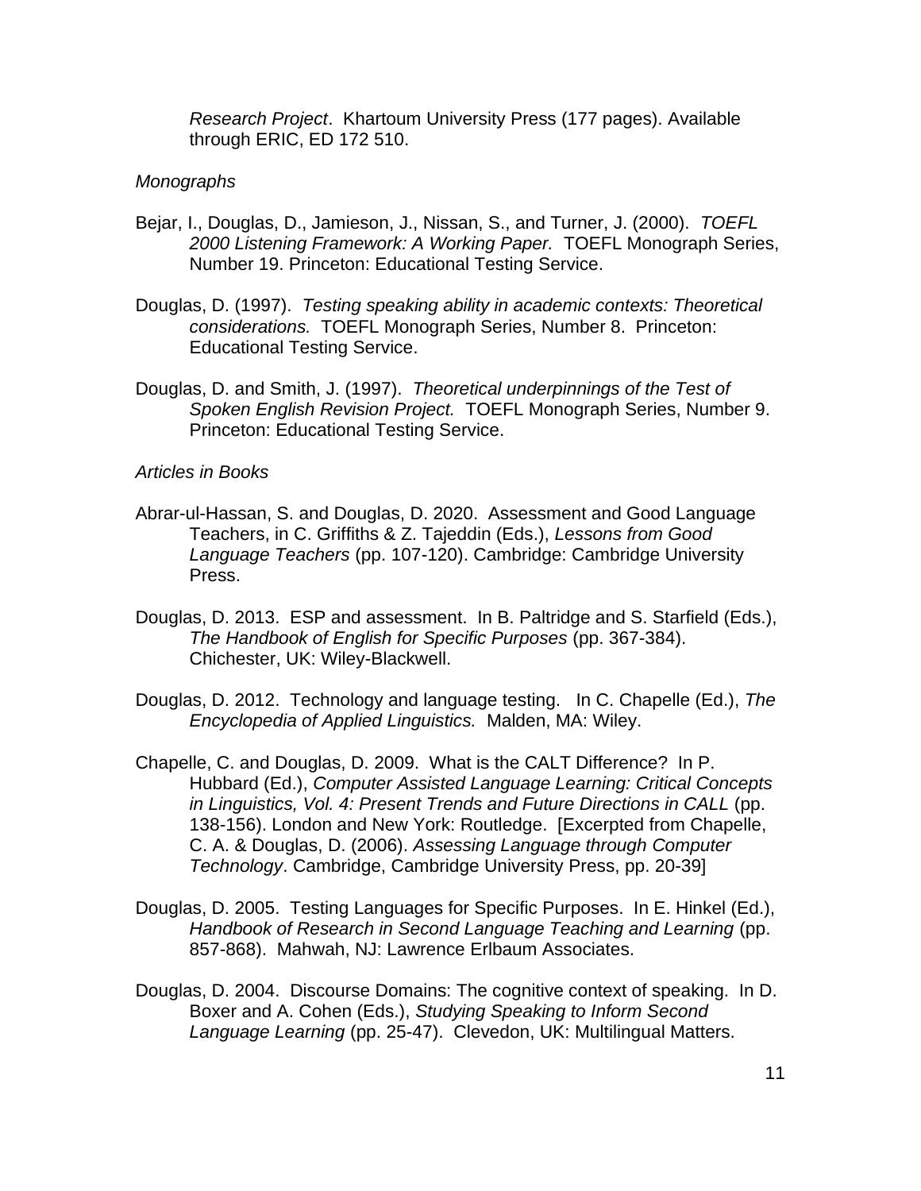*Research Project*. Khartoum University Press (177 pages). Available through ERIC, ED 172 510.

*Monographs*

Bejar, I., Douglas, D., Jamieson, J., Nissan, S., and Turner, J. (2000). *TOEFL 2000 Listening Framework: A Working Paper.* TOEFL Monograph Series, Number 19. Princeton: Educational Testing Service.

Douglas, D. (1997). *Testing speaking ability in academic contexts: Theoretical considerations.* TOEFL Monograph Series, Number 8. Princeton: Educational Testing Service.

Douglas, D. and Smith, J. (1997). *Theoretical underpinnings of the Test of Spoken English Revision Project.* TOEFL Monograph Series, Number 9. Princeton: Educational Testing Service.

*Articles in Books*

Abrar-ul-Hassan, S. and Douglas, D. 2020. Assessment and Good Language Teachers, in C. Griffiths & Z. Tajeddin (Eds.), *Lessons from Good Language Teachers* (pp. 107-120). Cambridge: Cambridge University Press.

Douglas, D. 2013. ESP and assessment. In B. Paltridge and S. Starfield (Eds.), *The Handbook of English for Specific Purposes* (pp. 367-384). Chichester, UK: Wiley-Blackwell.

Douglas, D. 2012. Technology and language testing. In C. Chapelle (Ed.), *The Encyclopedia of Applied Linguistics.* Malden, MA: Wiley.

Chapelle, C. and Douglas, D. 2009. What is the CALT Difference? In P. Hubbard (Ed.), *Computer Assisted Language Learning: Critical Concepts in Linguistics, Vol. 4: Present Trends and Future Directions in CALL* (pp. 138-156). London and New York: Routledge. [Excerpted from Chapelle, C. A. & Douglas, D. (2006). *Assessing Language through Computer Technology*. Cambridge, Cambridge University Press, pp. 20-39]

Douglas, D. 2005. Testing Languages for Specific Purposes. In E. Hinkel (Ed.), *Handbook of Research in Second Language Teaching and Learning* (pp. 857-868). Mahwah, NJ: Lawrence Erlbaum Associates.

Douglas, D. 2004. Discourse Domains: The cognitive context of speaking. In D. Boxer and A. Cohen (Eds.), *Studying Speaking to Inform Second Language Learning* (pp. 25-47). Clevedon, UK: Multilingual Matters.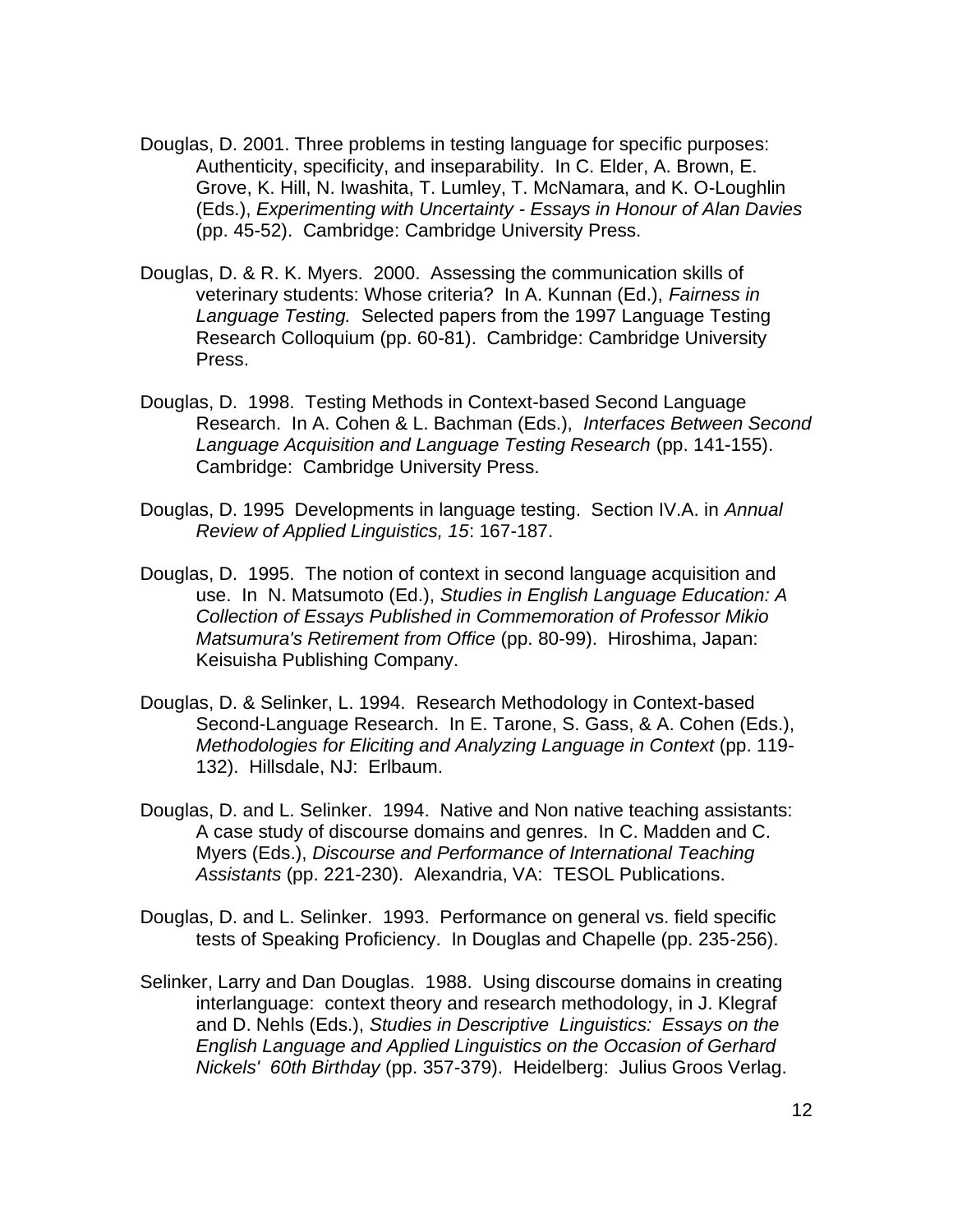Douglas, D. 2001. Three problems in testing language for specific purposes: Authenticity, specificity, and inseparability. In C. Elder, A. Brown, E. Grove, K. Hill, N. Iwashita, T. Lumley, T. McNamara, and K. O-Loughlin (Eds.), *Experimenting with Uncertainty - Essays in Honour of Alan Davies* (pp. 45-52). Cambridge: Cambridge University Press.

Douglas, D. & R. K. Myers. 2000. Assessing the communication skills of veterinary students: Whose criteria? In A. Kunnan (Ed.), *Fairness in Language Testing.* Selected papers from the 1997 Language Testing Research Colloquium (pp. 60-81). Cambridge: Cambridge University Press.

Douglas, D. 1998. Testing Methods in Context-based Second Language Research. In A. Cohen & L. Bachman (Eds.), *Interfaces Between Second Language Acquisition and Language Testing Research* (pp. 141-155). Cambridge: Cambridge University Press.

Douglas, D. 1995 Developments in language testing. Section IV.A. in *Annual Review of Applied Linguistics, 15*: 167-187.

Douglas, D. 1995. The notion of context in second language acquisition and use. In N. Matsumoto (Ed.), *Studies in English Language Education: A Collection of Essays Published in Commemoration of Professor Mikio Matsumura's Retirement from Office* (pp. 80-99). Hiroshima, Japan: Keisuisha Publishing Company.

Douglas, D. & Selinker, L. 1994. Research Methodology in Context-based Second-Language Research. In E. Tarone, S. Gass, & A. Cohen (Eds.), *Methodologies for Eliciting and Analyzing Language in Context* (pp. 119-132). Hillsdale, NJ: Erlbaum.

Douglas, D. and L. Selinker. 1994. Native and Non native teaching assistants: A case study of discourse domains and genres. In C. Madden and C. Myers (Eds.), *Discourse and Performance of International Teaching Assistants* (pp. 221-230). Alexandria, VA: TESOL Publications.

Douglas, D. and L. Selinker. 1993. Performance on general vs. field specific tests of Speaking Proficiency. In Douglas and Chapelle (pp. 235-256).

Selinker, Larry and Dan Douglas. 1988. Using discourse domains in creating interlanguage: context theory and research methodology, in J. Klegraf and D. Nehls (Eds.), *Studies in Descriptive Linguistics: Essays on the English Language and Applied Linguistics on the Occasion of Gerhard Nickels' 60th Birthday* (pp. 357-379). Heidelberg: Julius Groos Verlag.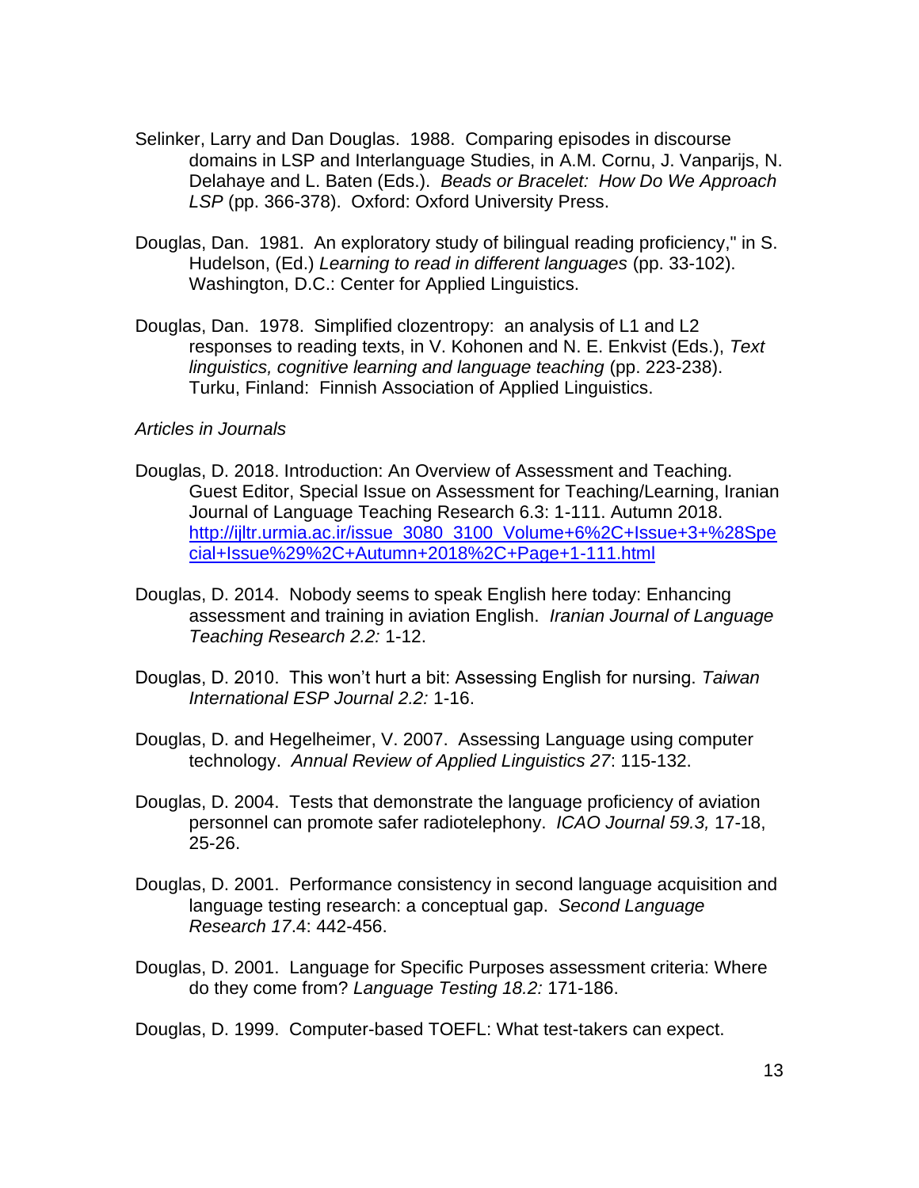Selinker, Larry and Dan Douglas. 1988. Comparing episodes in discourse domains in LSP and Interlanguage Studies, in A.M. Cornu, J. Vanparijs, N. Delahaye and L. Baten (Eds.). *Beads or Bracelet: How Do We Approach LSP* (pp. 366-378). Oxford: Oxford University Press.

Douglas, Dan. 1981. An exploratory study of bilingual reading proficiency," in S. Hudelson, (Ed.) *Learning to read in different languages* (pp. 33-102). Washington, D.C.: Center for Applied Linguistics.

Douglas, Dan. 1978. Simplified clozentropy: an analysis of L1 and L2 responses to reading texts, in V. Kohonen and N. E. Enkvist (Eds.), *Text linguistics, cognitive learning and language teaching* (pp. 223-238). Turku, Finland: Finnish Association of Applied Linguistics.

*Articles in Journals*

Douglas, D. 2018. Introduction: An Overview of Assessment and Teaching. Guest Editor, Special Issue on Assessment for Teaching/Learning, Iranian Journal of Language Teaching Research 6.3: 1-111. Autumn 2018. [http://ijltr.urmia.ac.ir/issue_3080_3100_Volume+6%2C+Issue+3+%28Special+Issue%29%2C+Autumn+2018%2C+Page+1-111.html](http://ijltr.urmia.ac.ir/issue_3080_3100_Volume+6%2C+Issue+3+%28Special+Issue%29%2C+Autumn+2018%2C+Page+1-111.html)

Douglas, D. 2014. Nobody seems to speak English here today: Enhancing assessment and training in aviation English. *Iranian Journal of Language Teaching Research 2.2:* 1-12.

Douglas, D. 2010. This won't hurt a bit: Assessing English for nursing. *Taiwan International ESP Journal 2.2:* 1-16.

Douglas, D. and Hegelheimer, V. 2007. Assessing Language using computer technology. *Annual Review of Applied Linguistics 27*: 115-132.

Douglas, D. 2004. Tests that demonstrate the language proficiency of aviation personnel can promote safer radiotelephony. *ICAO Journal 59.3,* 17-18, 25-26.

Douglas, D. 2001. Performance consistency in second language acquisition and language testing research: a conceptual gap. *Second Language Research 17*.4: 442-456.

Douglas, D. 2001. Language for Specific Purposes assessment criteria: Where do they come from? *Language Testing 18.2:* 171-186.

Douglas, D. 1999. Computer-based TOEFL: What test-takers can expect.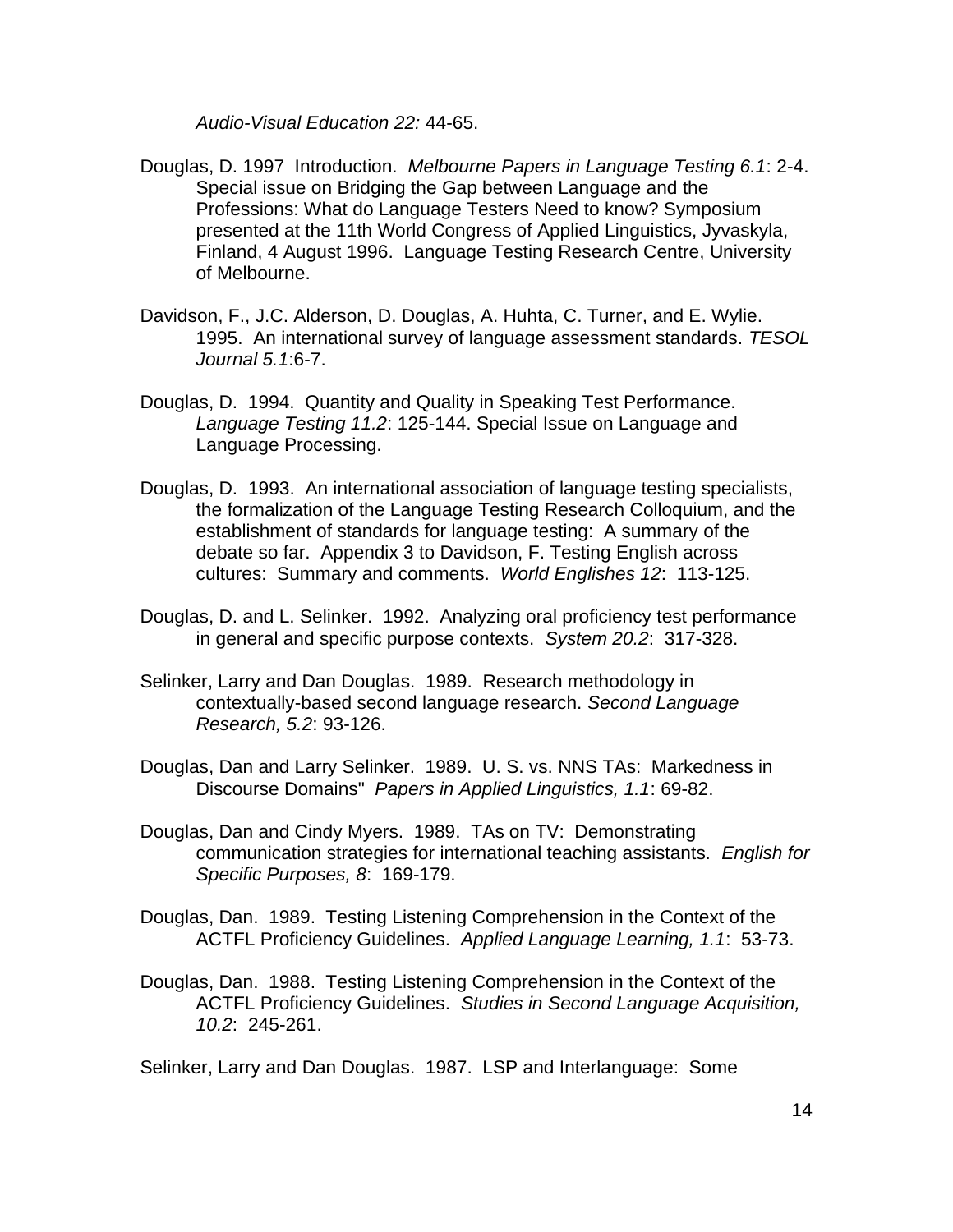*Audio-Visual Education 22:* 44-65.

Douglas, D. 1997 Introduction. *Melbourne Papers in Language Testing 6.1*: 2-4. Special issue on Bridging the Gap between Language and the Professions: What do Language Testers Need to know? Symposium presented at the 11th World Congress of Applied Linguistics, Jyvaskyla, Finland, 4 August 1996. Language Testing Research Centre, University of Melbourne.

Davidson, F., J.C. Alderson, D. Douglas, A. Huhta, C. Turner, and E. Wylie. 1995. An international survey of language assessment standards. *TESOL Journal 5.1*:6-7.

Douglas, D. 1994. Quantity and Quality in Speaking Test Performance. *Language Testing 11.2*: 125-144. Special Issue on Language and Language Processing.

Douglas, D. 1993. An international association of language testing specialists, the formalization of the Language Testing Research Colloquium, and the establishment of standards for language testing: A summary of the debate so far. Appendix 3 to Davidson, F. Testing English across cultures: Summary and comments. *World Englishes 12*: 113-125.

Douglas, D. and L. Selinker. 1992. Analyzing oral proficiency test performance in general and specific purpose contexts. *System 20.2*: 317-328.

Selinker, Larry and Dan Douglas. 1989. Research methodology in contextually-based second language research. *Second Language Research, 5.2*: 93-126.

Douglas, Dan and Larry Selinker. 1989. U. S. vs. NNS TAs: Markedness in Discourse Domains" *Papers in Applied Linguistics, 1.1*: 69-82.

Douglas, Dan and Cindy Myers. 1989. TAs on TV: Demonstrating communication strategies for international teaching assistants. *English for Specific Purposes, 8*: 169-179.

Douglas, Dan. 1989. Testing Listening Comprehension in the Context of the ACTFL Proficiency Guidelines. *Applied Language Learning, 1.1*: 53-73.

Douglas, Dan. 1988. Testing Listening Comprehension in the Context of the ACTFL Proficiency Guidelines. *Studies in Second Language Acquisition, 10.2*: 245-261.

Selinker, Larry and Dan Douglas. 1987. LSP and Interlanguage: Some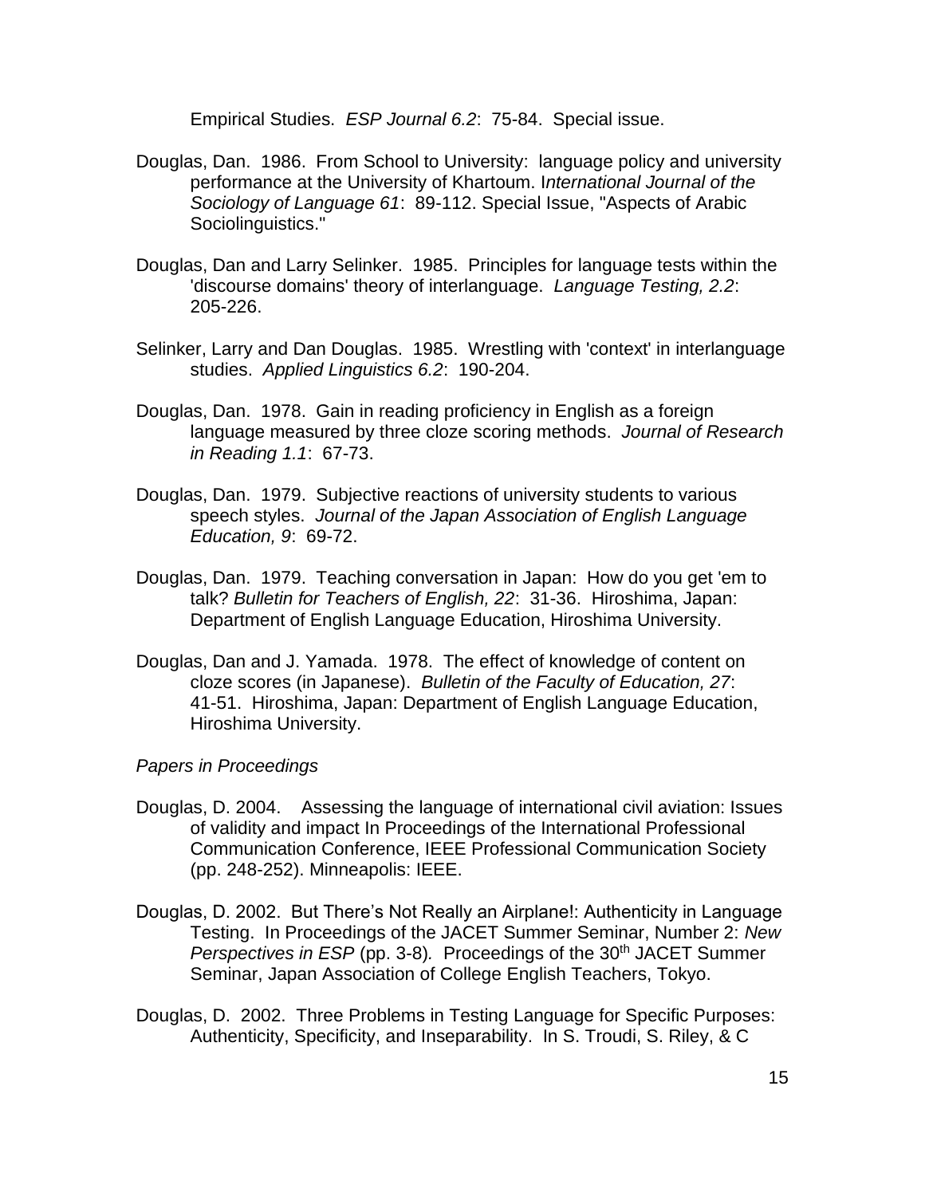Empirical Studies. *ESP Journal 6.2*: 75-84. Special issue.

Douglas, Dan. 1986. From School to University: language policy and university performance at the University of Khartoum. I*nternational Journal of the Sociology of Language 61*: 89-112. Special Issue, "Aspects of Arabic Sociolinguistics."

Douglas, Dan and Larry Selinker. 1985. Principles for language tests within the 'discourse domains' theory of interlanguage. *Language Testing, 2.2*: 205-226.

Selinker, Larry and Dan Douglas. 1985. Wrestling with 'context' in interlanguage studies. *Applied Linguistics 6.2*: 190-204.

Douglas, Dan. 1978. Gain in reading proficiency in English as a foreign language measured by three cloze scoring methods. *Journal of Research in Reading 1.1*: 67-73.

Douglas, Dan. 1979. Subjective reactions of university students to various speech styles. *Journal of the Japan Association of English Language Education, 9*: 69-72.

Douglas, Dan. 1979. Teaching conversation in Japan: How do you get 'em to talk? *Bulletin for Teachers of English, 22*: 31-36. Hiroshima, Japan: Department of English Language Education, Hiroshima University.

Douglas, Dan and J. Yamada. 1978. The effect of knowledge of content on cloze scores (in Japanese). *Bulletin of the Faculty of Education, 27*: 41-51. Hiroshima, Japan: Department of English Language Education, Hiroshima University.

*Papers in Proceedings*

Douglas, D. 2004. Assessing the language of international civil aviation: Issues of validity and impact In Proceedings of the International Professional Communication Conference, IEEE Professional Communication Society (pp. 248-252). Minneapolis: IEEE.

Douglas, D. 2002. But There's Not Really an Airplane!: Authenticity in Language Testing. In Proceedings of the JACET Summer Seminar, Number 2: *New Perspectives in ESP* (pp. 3-8)*.* Proceedings of the 30th JACET Summer Seminar, Japan Association of College English Teachers, Tokyo.

Douglas, D. 2002. Three Problems in Testing Language for Specific Purposes: Authenticity, Specificity, and Inseparability. In S. Troudi, S. Riley, & C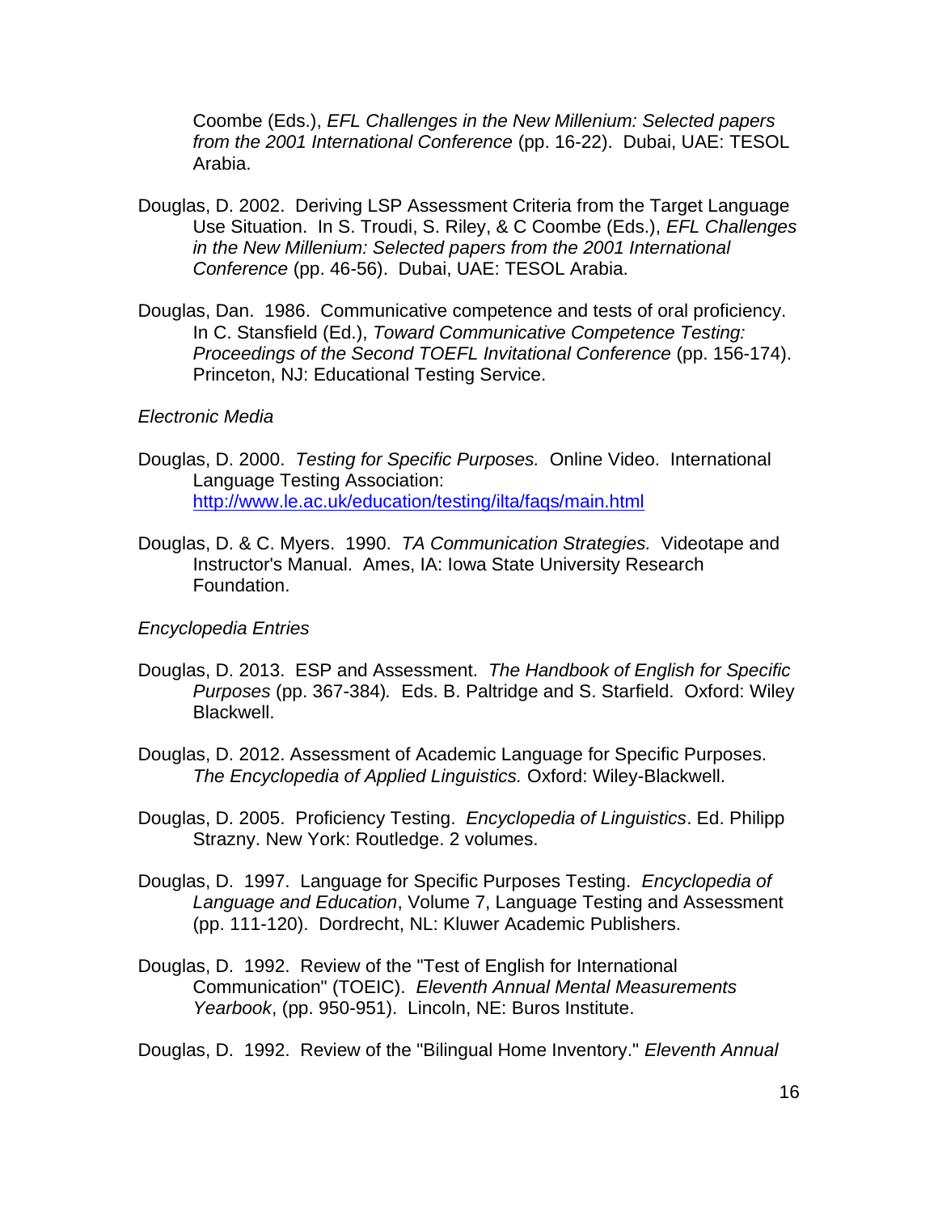Coombe (Eds.), *EFL Challenges in the New Millenium: Selected papers from the 2001 International Conference* (pp. 16-22). Dubai, UAE: TESOL Arabia.

Douglas, D. 2002. Deriving LSP Assessment Criteria from the Target Language Use Situation. In S. Troudi, S. Riley, & C Coombe (Eds.), *EFL Challenges in the New Millenium: Selected papers from the 2001 International Conference* (pp. 46-56). Dubai, UAE: TESOL Arabia.

Douglas, Dan. 1986. Communicative competence and tests of oral proficiency. In C. Stansfield (Ed.), *Toward Communicative Competence Testing: Proceedings of the Second TOEFL Invitational Conference* (pp. 156-174). Princeton, NJ: Educational Testing Service.

*Electronic Media*

Douglas, D. 2000. *Testing for Specific Purposes.* Online Video. International Language Testing Association: http://www.le.ac.uk/education/testing/ilta/faqs/main.html

Douglas, D. & C. Myers. 1990. *TA Communication Strategies.* Videotape and Instructor's Manual. Ames, IA: Iowa State University Research Foundation.

*Encyclopedia Entries*

Douglas, D. 2013. ESP and Assessment. *The Handbook of English for Specific Purposes* (pp. 367-384). Eds. B. Paltridge and S. Starfield. Oxford: Wiley Blackwell.

Douglas, D. 2012. Assessment of Academic Language for Specific Purposes. *The Encyclopedia of Applied Linguistics.* Oxford: Wiley-Blackwell.

Douglas, D. 2005. Proficiency Testing. *Encyclopedia of Linguistics*. Ed. Philipp Strazny. New York: Routledge. 2 volumes.

Douglas, D. 1997. Language for Specific Purposes Testing. *Encyclopedia of Language and Education*, Volume 7, Language Testing and Assessment (pp. 111-120). Dordrecht, NL: Kluwer Academic Publishers.

Douglas, D. 1992. Review of the "Test of English for International Communication" (TOEIC). *Eleventh Annual Mental Measurements Yearbook*, (pp. 950-951). Lincoln, NE: Buros Institute.

Douglas, D. 1992. Review of the "Bilingual Home Inventory." *Eleventh Annual*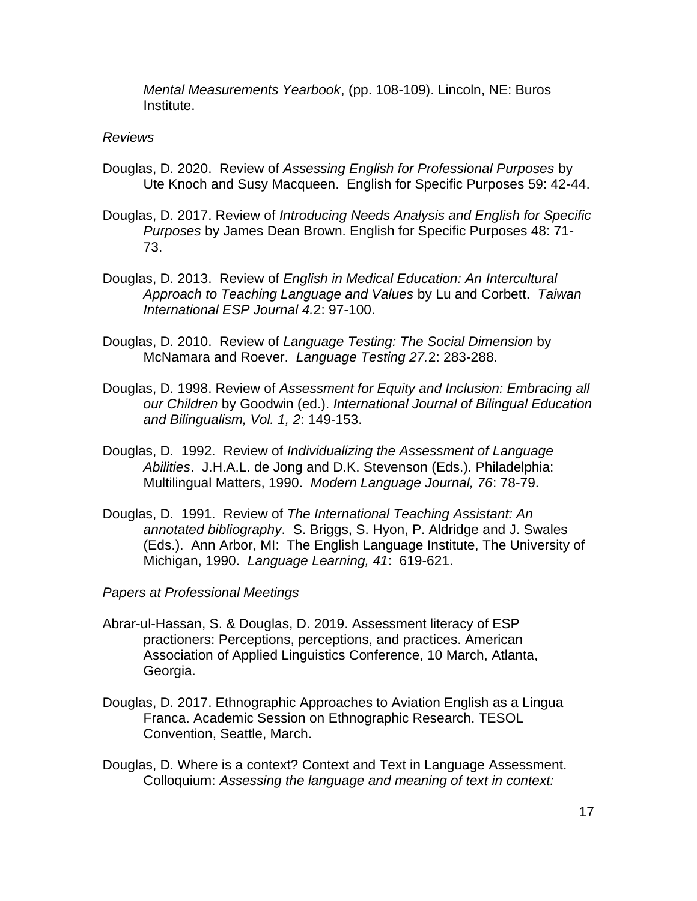*Mental Measurements Yearbook*, (pp. 108-109). Lincoln, NE: Buros Institute.

*Reviews*

Douglas, D. 2020. Review of *Assessing English for Professional Purposes* by Ute Knoch and Susy Macqueen. English for Specific Purposes 59: 42-44.

Douglas, D. 2017. Review of *Introducing Needs Analysis and English for Specific Purposes* by James Dean Brown. English for Specific Purposes 48: 71-73.

Douglas, D. 2013. Review of *English in Medical Education: An Intercultural Approach to Teaching Language and Values* by Lu and Corbett. *Taiwan International ESP Journal 4.*2: 97-100.

Douglas, D. 2010. Review of *Language Testing: The Social Dimension* by McNamara and Roever. *Language Testing 27.*2: 283-288.

Douglas, D. 1998. Review of *Assessment for Equity and Inclusion: Embracing all our Children* by Goodwin (ed.). *International Journal of Bilingual Education and Bilingualism, Vol. 1, 2*: 149-153.

Douglas, D. 1992. Review of *Individualizing the Assessment of Language Abilities*. J.H.A.L. de Jong and D.K. Stevenson (Eds.). Philadelphia: Multilingual Matters, 1990. *Modern Language Journal, 76*: 78-79.

Douglas, D. 1991. Review of *The International Teaching Assistant: An annotated bibliography*. S. Briggs, S. Hyon, P. Aldridge and J. Swales (Eds.). Ann Arbor, MI: The English Language Institute, The University of Michigan, 1990. *Language Learning, 41*: 619-621.

*Papers at Professional Meetings*

Abrar-ul-Hassan, S. & Douglas, D. 2019. Assessment literacy of ESP practioners: Perceptions, perceptions, and practices. American Association of Applied Linguistics Conference, 10 March, Atlanta, Georgia.

Douglas, D. 2017. Ethnographic Approaches to Aviation English as a Lingua Franca. Academic Session on Ethnographic Research. TESOL Convention, Seattle, March.

Douglas, D. Where is a context? Context and Text in Language Assessment. Colloquium: *Assessing the language and meaning of text in context:*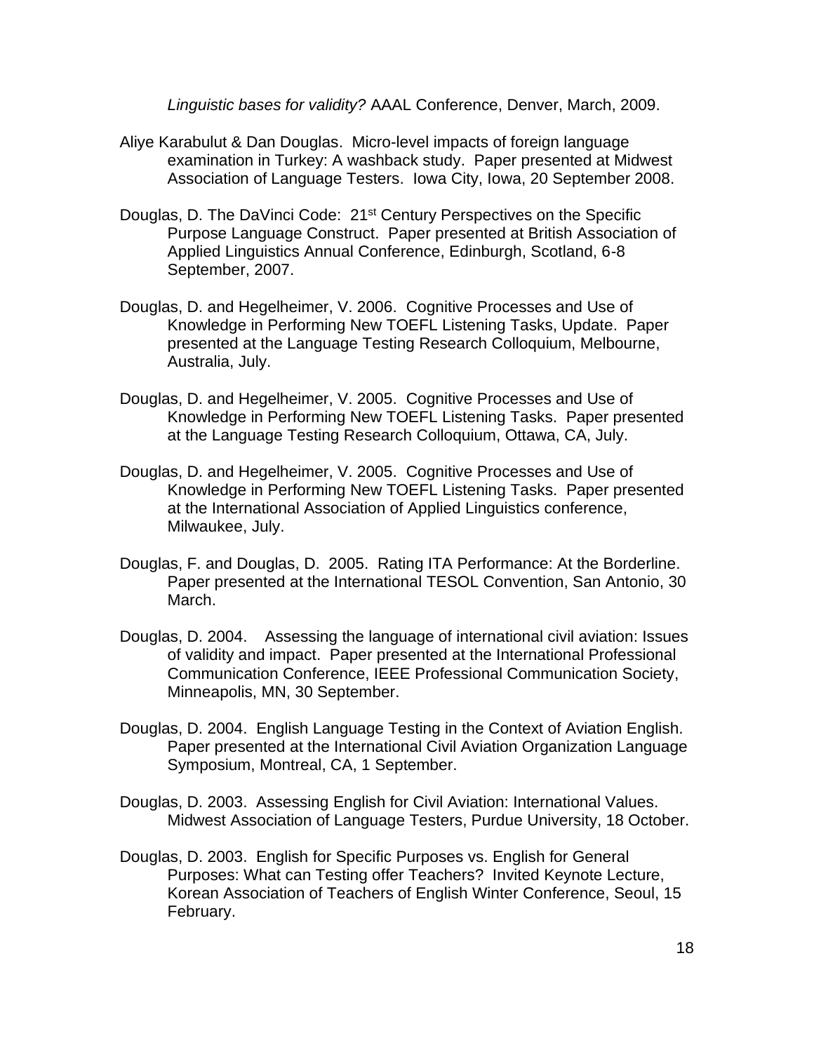*Linguistic bases for validity?* AAAL Conference, Denver, March, 2009.

Aliye Karabulut & Dan Douglas. Micro-level impacts of foreign language examination in Turkey: A washback study. Paper presented at Midwest Association of Language Testers. Iowa City, Iowa, 20 September 2008.

Douglas, D. The DaVinci Code: 21st Century Perspectives on the Specific Purpose Language Construct. Paper presented at British Association of Applied Linguistics Annual Conference, Edinburgh, Scotland, 6-8 September, 2007.

Douglas, D. and Hegelheimer, V. 2006. Cognitive Processes and Use of Knowledge in Performing New TOEFL Listening Tasks, Update. Paper presented at the Language Testing Research Colloquium, Melbourne, Australia, July.

Douglas, D. and Hegelheimer, V. 2005. Cognitive Processes and Use of Knowledge in Performing New TOEFL Listening Tasks. Paper presented at the Language Testing Research Colloquium, Ottawa, CA, July.

Douglas, D. and Hegelheimer, V. 2005. Cognitive Processes and Use of Knowledge in Performing New TOEFL Listening Tasks. Paper presented at the International Association of Applied Linguistics conference, Milwaukee, July.

Douglas, F. and Douglas, D. 2005. Rating ITA Performance: At the Borderline. Paper presented at the International TESOL Convention, San Antonio, 30 March.

Douglas, D. 2004. Assessing the language of international civil aviation: Issues of validity and impact. Paper presented at the International Professional Communication Conference, IEEE Professional Communication Society, Minneapolis, MN, 30 September.

Douglas, D. 2004. English Language Testing in the Context of Aviation English. Paper presented at the International Civil Aviation Organization Language Symposium, Montreal, CA, 1 September.

Douglas, D. 2003. Assessing English for Civil Aviation: International Values. Midwest Association of Language Testers, Purdue University, 18 October.

Douglas, D. 2003. English for Specific Purposes vs. English for General Purposes: What can Testing offer Teachers? Invited Keynote Lecture, Korean Association of Teachers of English Winter Conference, Seoul, 15 February.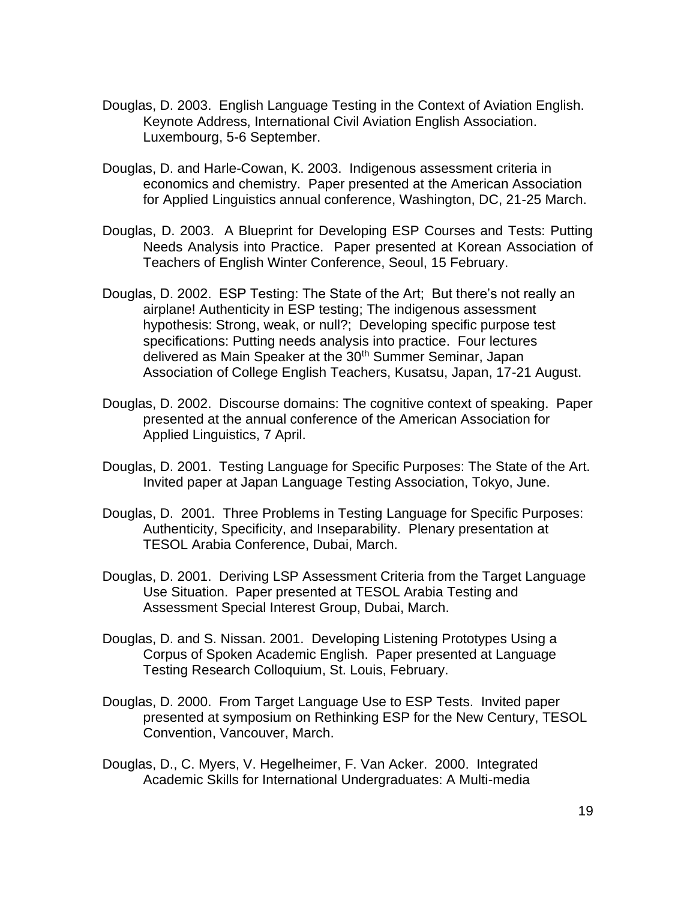Douglas, D. 2003. English Language Testing in the Context of Aviation English. Keynote Address, International Civil Aviation English Association. Luxembourg, 5-6 September.

Douglas, D. and Harle-Cowan, K. 2003. Indigenous assessment criteria in economics and chemistry. Paper presented at the American Association for Applied Linguistics annual conference, Washington, DC, 21-25 March.

Douglas, D. 2003. A Blueprint for Developing ESP Courses and Tests: Putting Needs Analysis into Practice. Paper presented at Korean Association of Teachers of English Winter Conference, Seoul, 15 February.

Douglas, D. 2002. ESP Testing: The State of the Art; But there's not really an airplane! Authenticity in ESP testing; The indigenous assessment hypothesis: Strong, weak, or null?; Developing specific purpose test specifications: Putting needs analysis into practice. Four lectures delivered as Main Speaker at the 30th Summer Seminar, Japan Association of College English Teachers, Kusatsu, Japan, 17-21 August.

Douglas, D. 2002. Discourse domains: The cognitive context of speaking. Paper presented at the annual conference of the American Association for Applied Linguistics, 7 April.

Douglas, D. 2001. Testing Language for Specific Purposes: The State of the Art. Invited paper at Japan Language Testing Association, Tokyo, June.

Douglas, D. 2001. Three Problems in Testing Language for Specific Purposes: Authenticity, Specificity, and Inseparability. Plenary presentation at TESOL Arabia Conference, Dubai, March.

Douglas, D. 2001. Deriving LSP Assessment Criteria from the Target Language Use Situation. Paper presented at TESOL Arabia Testing and Assessment Special Interest Group, Dubai, March.

Douglas, D. and S. Nissan. 2001. Developing Listening Prototypes Using a Corpus of Spoken Academic English. Paper presented at Language Testing Research Colloquium, St. Louis, February.

Douglas, D. 2000. From Target Language Use to ESP Tests. Invited paper presented at symposium on Rethinking ESP for the New Century, TESOL Convention, Vancouver, March.

Douglas, D., C. Myers, V. Hegelheimer, F. Van Acker. 2000. Integrated Academic Skills for International Undergraduates: A Multi-media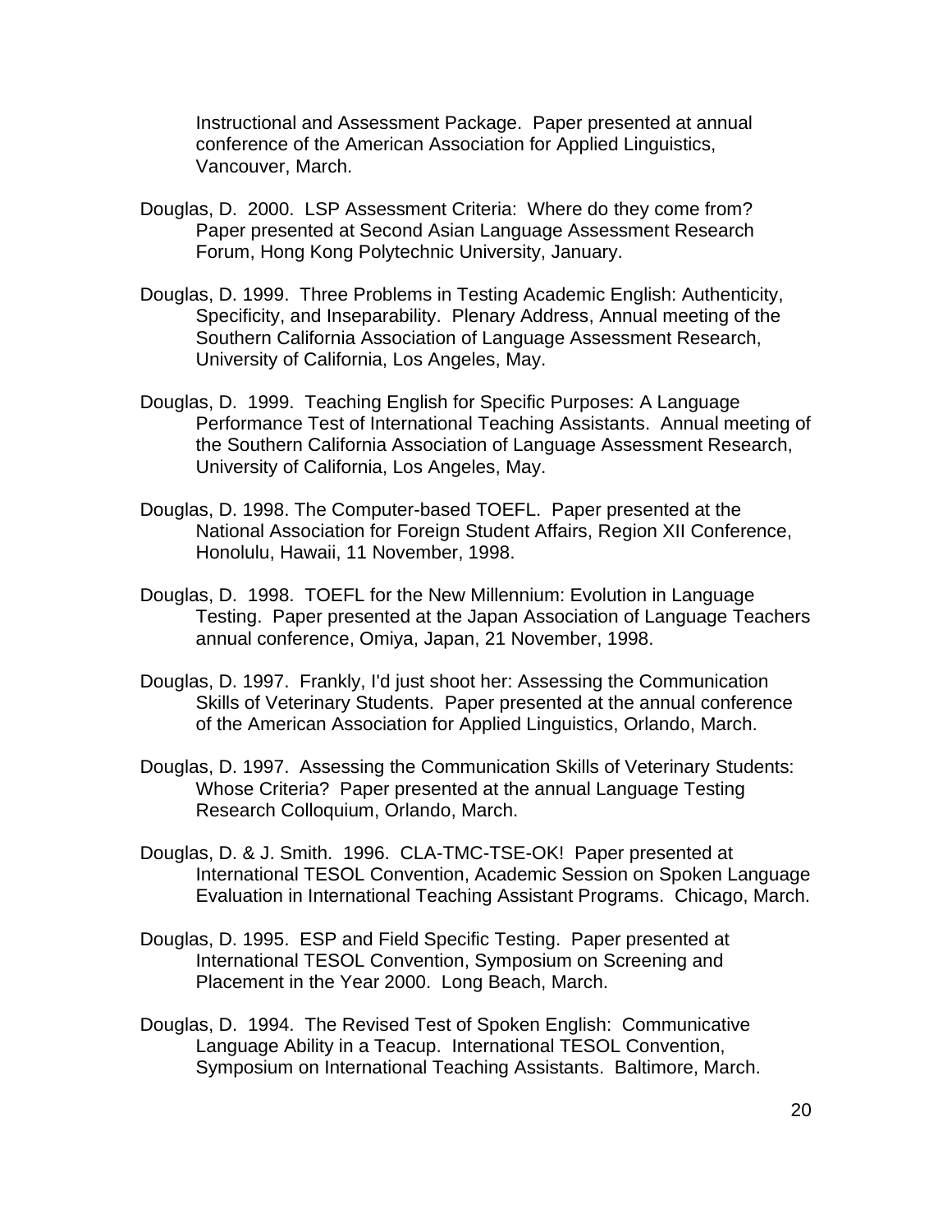Instructional and Assessment Package. Paper presented at annual conference of the American Association for Applied Linguistics, Vancouver, March.

Douglas, D. 2000. LSP Assessment Criteria: Where do they come from? Paper presented at Second Asian Language Assessment Research Forum, Hong Kong Polytechnic University, January.

Douglas, D. 1999. Three Problems in Testing Academic English: Authenticity, Specificity, and Inseparability. Plenary Address, Annual meeting of the Southern California Association of Language Assessment Research, University of California, Los Angeles, May.

Douglas, D. 1999. Teaching English for Specific Purposes: A Language Performance Test of International Teaching Assistants. Annual meeting of the Southern California Association of Language Assessment Research, University of California, Los Angeles, May.

Douglas, D. 1998. The Computer-based TOEFL. Paper presented at the National Association for Foreign Student Affairs, Region XII Conference, Honolulu, Hawaii, 11 November, 1998.

Douglas, D. 1998. TOEFL for the New Millennium: Evolution in Language Testing. Paper presented at the Japan Association of Language Teachers annual conference, Omiya, Japan, 21 November, 1998.

Douglas, D. 1997. Frankly, I'd just shoot her: Assessing the Communication Skills of Veterinary Students. Paper presented at the annual conference of the American Association for Applied Linguistics, Orlando, March.

Douglas, D. 1997. Assessing the Communication Skills of Veterinary Students: Whose Criteria? Paper presented at the annual Language Testing Research Colloquium, Orlando, March.

Douglas, D. & J. Smith. 1996. CLA-TMC-TSE-OK! Paper presented at International TESOL Convention, Academic Session on Spoken Language Evaluation in International Teaching Assistant Programs. Chicago, March.

Douglas, D. 1995. ESP and Field Specific Testing. Paper presented at International TESOL Convention, Symposium on Screening and Placement in the Year 2000. Long Beach, March.

Douglas, D. 1994. The Revised Test of Spoken English: Communicative Language Ability in a Teacup. International TESOL Convention, Symposium on International Teaching Assistants. Baltimore, March.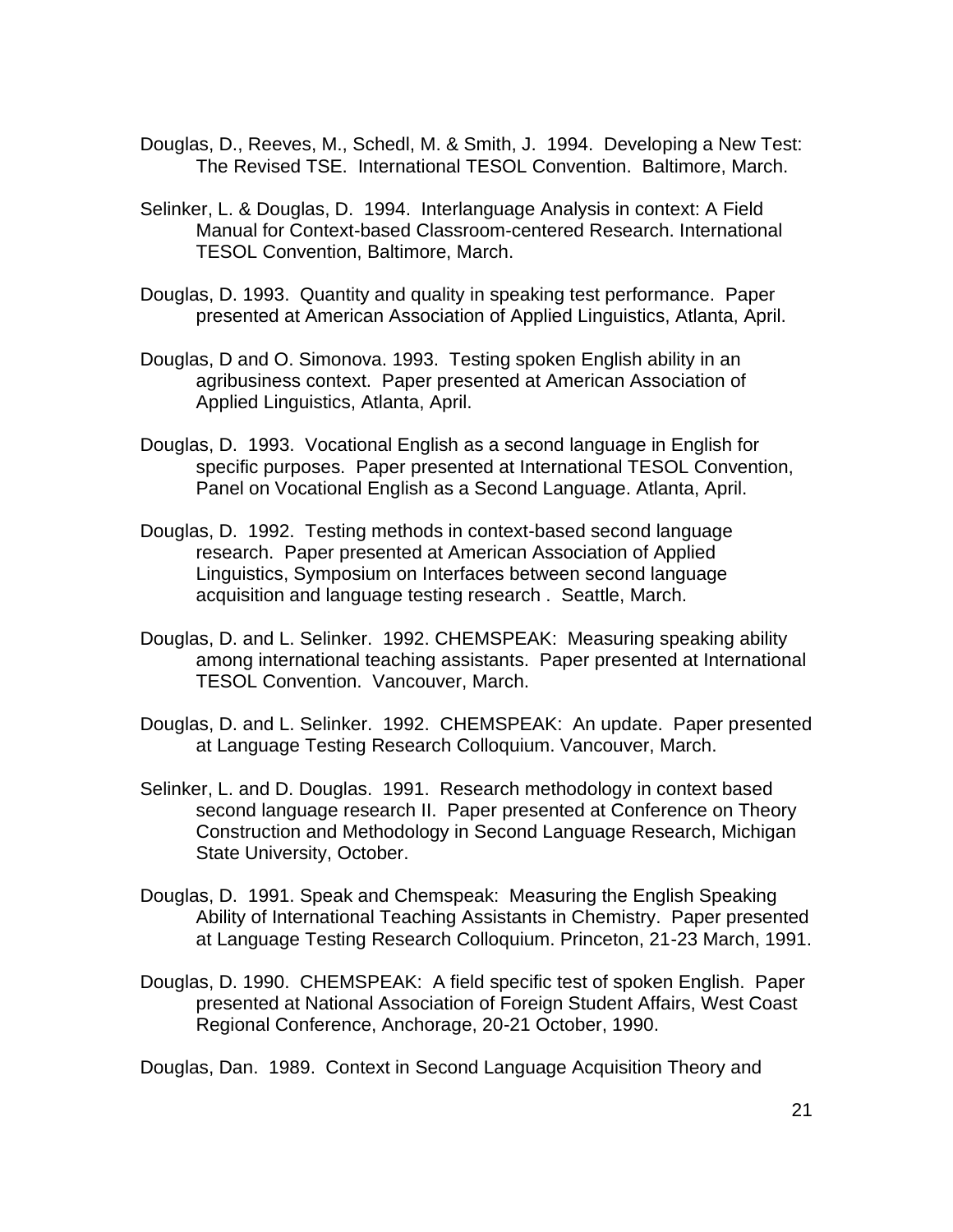Douglas, D., Reeves, M., Schedl, M. & Smith, J. 1994. Developing a New Test: The Revised TSE. International TESOL Convention. Baltimore, March.

Selinker, L. & Douglas, D. 1994. Interlanguage Analysis in context: A Field Manual for Context-based Classroom-centered Research. International TESOL Convention, Baltimore, March.

Douglas, D. 1993. Quantity and quality in speaking test performance. Paper presented at American Association of Applied Linguistics, Atlanta, April.

Douglas, D and O. Simonova. 1993. Testing spoken English ability in an agribusiness context. Paper presented at American Association of Applied Linguistics, Atlanta, April.

Douglas, D. 1993. Vocational English as a second language in English for specific purposes. Paper presented at International TESOL Convention, Panel on Vocational English as a Second Language. Atlanta, April.

Douglas, D. 1992. Testing methods in context-based second language research. Paper presented at American Association of Applied Linguistics, Symposium on Interfaces between second language acquisition and language testing research . Seattle, March.

Douglas, D. and L. Selinker. 1992. CHEMSPEAK: Measuring speaking ability among international teaching assistants. Paper presented at International TESOL Convention. Vancouver, March.

Douglas, D. and L. Selinker. 1992. CHEMSPEAK: An update. Paper presented at Language Testing Research Colloquium. Vancouver, March.

Selinker, L. and D. Douglas. 1991. Research methodology in context based second language research II. Paper presented at Conference on Theory Construction and Methodology in Second Language Research, Michigan State University, October.

Douglas, D. 1991. Speak and Chemspeak: Measuring the English Speaking Ability of International Teaching Assistants in Chemistry. Paper presented at Language Testing Research Colloquium. Princeton, 21-23 March, 1991.

Douglas, D. 1990. CHEMSPEAK: A field specific test of spoken English. Paper presented at National Association of Foreign Student Affairs, West Coast Regional Conference, Anchorage, 20-21 October, 1990.

Douglas, Dan. 1989. Context in Second Language Acquisition Theory and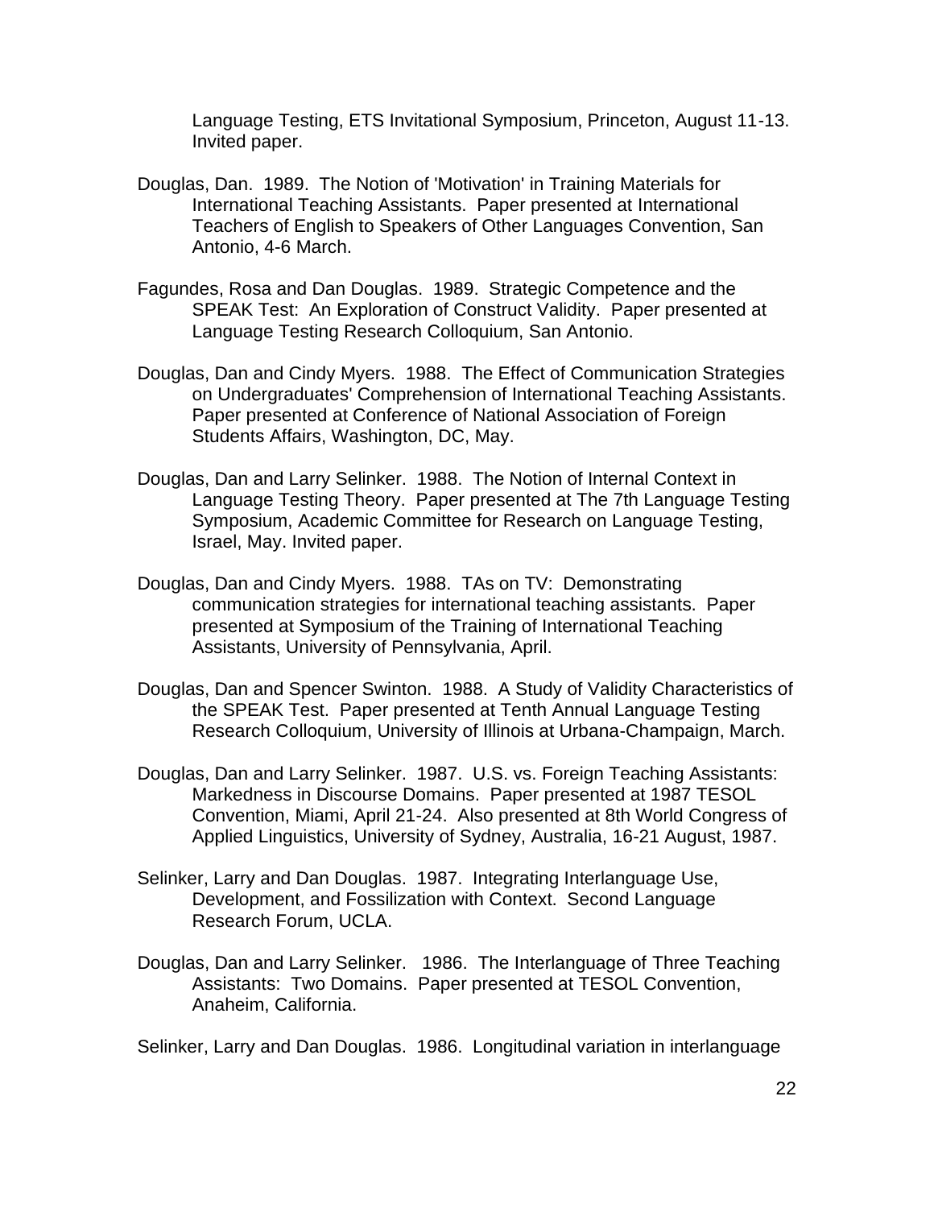Language Testing, ETS Invitational Symposium, Princeton, August 11-13. Invited paper.

Douglas, Dan. 1989. The Notion of 'Motivation' in Training Materials for International Teaching Assistants. Paper presented at International Teachers of English to Speakers of Other Languages Convention, San Antonio, 4-6 March.

Fagundes, Rosa and Dan Douglas. 1989. Strategic Competence and the SPEAK Test: An Exploration of Construct Validity. Paper presented at Language Testing Research Colloquium, San Antonio.

Douglas, Dan and Cindy Myers. 1988. The Effect of Communication Strategies on Undergraduates' Comprehension of International Teaching Assistants. Paper presented at Conference of National Association of Foreign Students Affairs, Washington, DC, May.

Douglas, Dan and Larry Selinker. 1988. The Notion of Internal Context in Language Testing Theory. Paper presented at The 7th Language Testing Symposium, Academic Committee for Research on Language Testing, Israel, May. Invited paper.

Douglas, Dan and Cindy Myers. 1988. TAs on TV: Demonstrating communication strategies for international teaching assistants. Paper presented at Symposium of the Training of International Teaching Assistants, University of Pennsylvania, April.

Douglas, Dan and Spencer Swinton. 1988. A Study of Validity Characteristics of the SPEAK Test. Paper presented at Tenth Annual Language Testing Research Colloquium, University of Illinois at Urbana-Champaign, March.

Douglas, Dan and Larry Selinker. 1987. U.S. vs. Foreign Teaching Assistants: Markedness in Discourse Domains. Paper presented at 1987 TESOL Convention, Miami, April 21-24. Also presented at 8th World Congress of Applied Linguistics, University of Sydney, Australia, 16-21 August, 1987.

Selinker, Larry and Dan Douglas. 1987. Integrating Interlanguage Use, Development, and Fossilization with Context. Second Language Research Forum, UCLA.

Douglas, Dan and Larry Selinker. 1986. The Interlanguage of Three Teaching Assistants: Two Domains. Paper presented at TESOL Convention, Anaheim, California.

Selinker, Larry and Dan Douglas. 1986. Longitudinal variation in interlanguage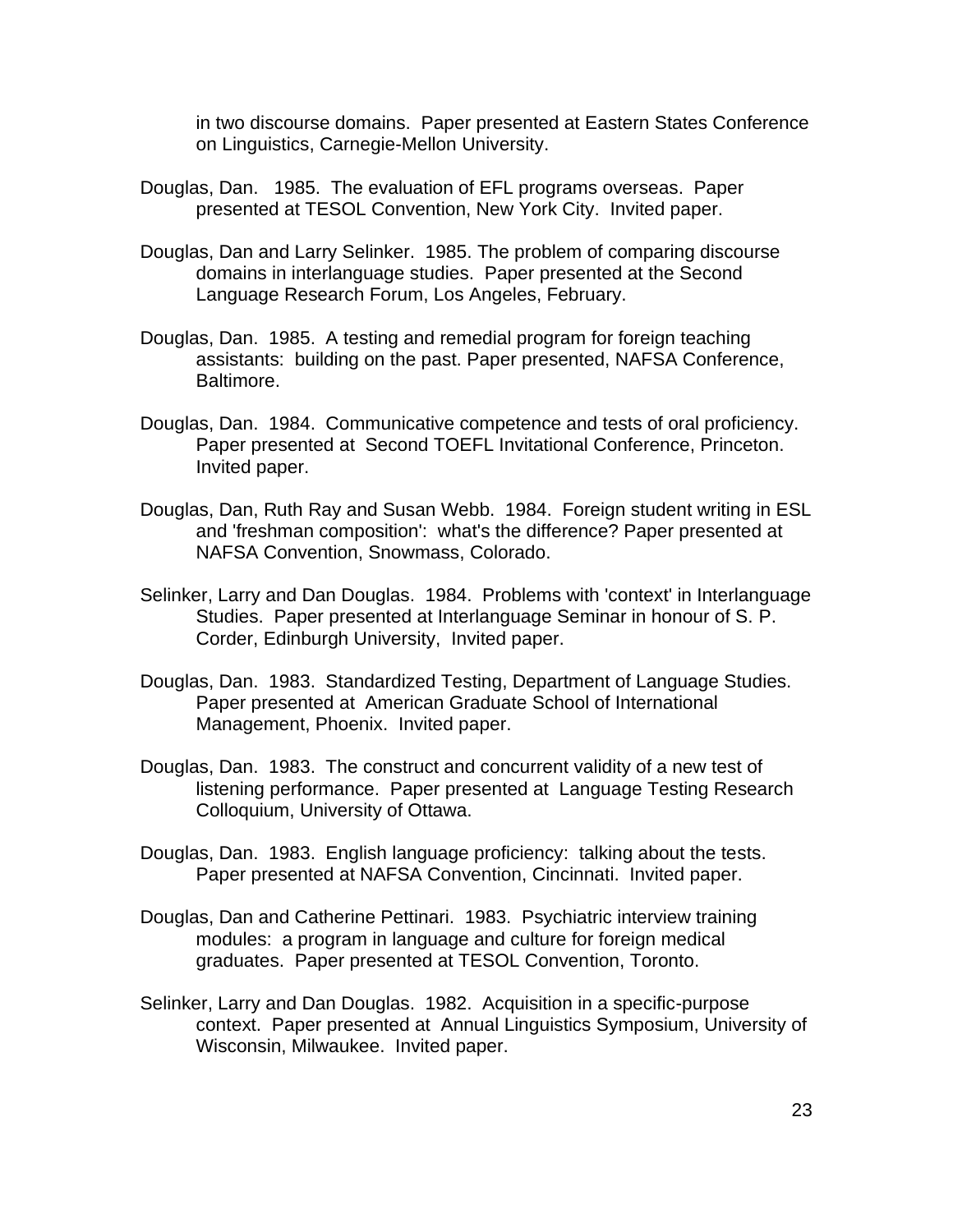in two discourse domains. Paper presented at Eastern States Conference on Linguistics, Carnegie-Mellon University.

Douglas, Dan. 1985. The evaluation of EFL programs overseas. Paper presented at TESOL Convention, New York City. Invited paper.

Douglas, Dan and Larry Selinker. 1985. The problem of comparing discourse domains in interlanguage studies. Paper presented at the Second Language Research Forum, Los Angeles, February.

Douglas, Dan. 1985. A testing and remedial program for foreign teaching assistants: building on the past. Paper presented, NAFSA Conference, Baltimore.

Douglas, Dan. 1984. Communicative competence and tests of oral proficiency. Paper presented at Second TOEFL Invitational Conference, Princeton. Invited paper.

Douglas, Dan, Ruth Ray and Susan Webb. 1984. Foreign student writing in ESL and 'freshman composition': what's the difference? Paper presented at NAFSA Convention, Snowmass, Colorado.

Selinker, Larry and Dan Douglas. 1984. Problems with 'context' in Interlanguage Studies. Paper presented at Interlanguage Seminar in honour of S. P. Corder, Edinburgh University, Invited paper.

Douglas, Dan. 1983. Standardized Testing, Department of Language Studies. Paper presented at American Graduate School of International Management, Phoenix. Invited paper.

Douglas, Dan. 1983. The construct and concurrent validity of a new test of listening performance. Paper presented at Language Testing Research Colloquium, University of Ottawa.

Douglas, Dan. 1983. English language proficiency: talking about the tests. Paper presented at NAFSA Convention, Cincinnati. Invited paper.

Douglas, Dan and Catherine Pettinari. 1983. Psychiatric interview training modules: a program in language and culture for foreign medical graduates. Paper presented at TESOL Convention, Toronto.

Selinker, Larry and Dan Douglas. 1982. Acquisition in a specific-purpose context. Paper presented at Annual Linguistics Symposium, University of Wisconsin, Milwaukee. Invited paper.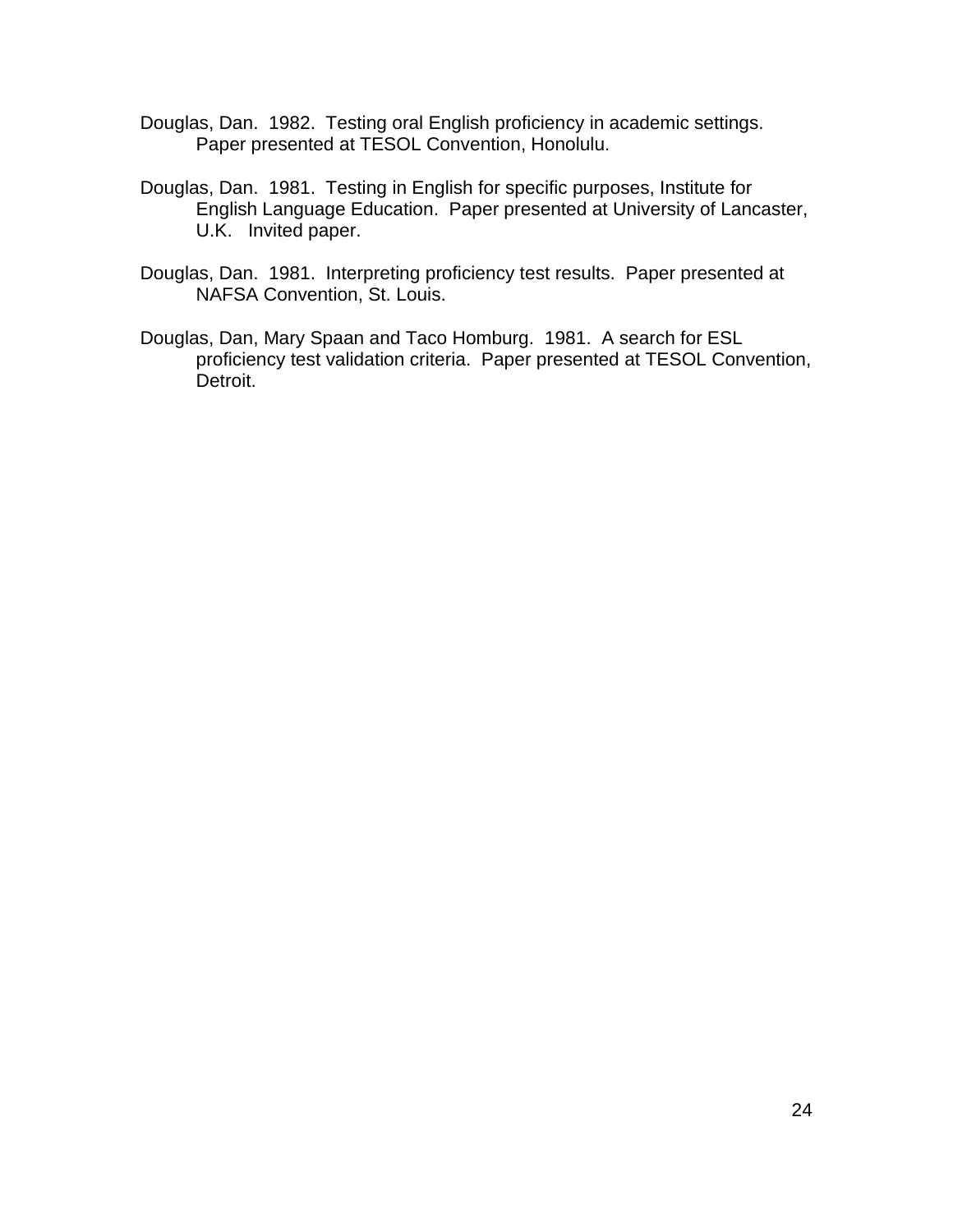Douglas, Dan. 1982. Testing oral English proficiency in academic settings. Paper presented at TESOL Convention, Honolulu.

Douglas, Dan. 1981. Testing in English for specific purposes, Institute for English Language Education. Paper presented at University of Lancaster, U.K. Invited paper.

Douglas, Dan. 1981. Interpreting proficiency test results. Paper presented at NAFSA Convention, St. Louis.

Douglas, Dan, Mary Spaan and Taco Homburg. 1981. A search for ESL proficiency test validation criteria. Paper presented at TESOL Convention, Detroit.